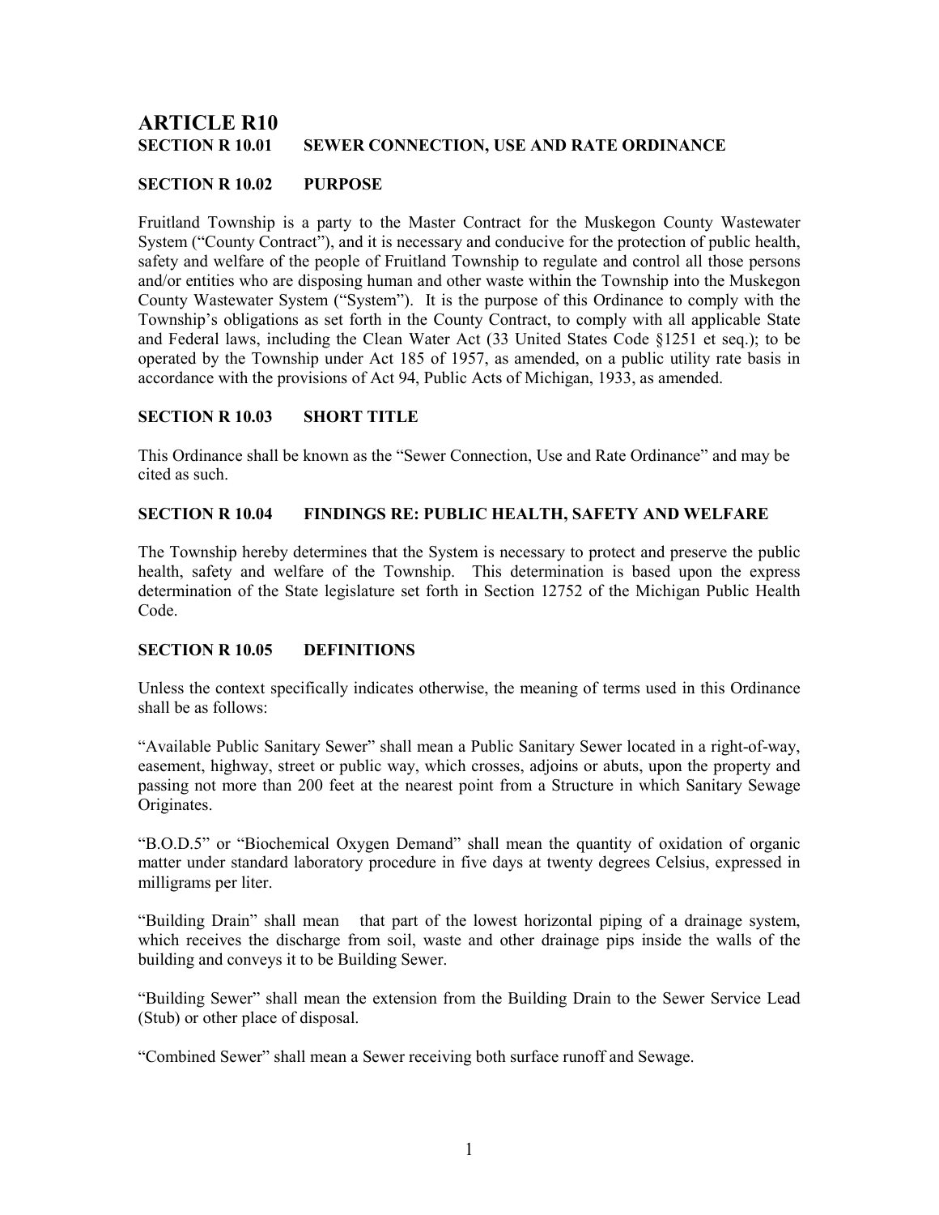# ARTICLE R10

## SECTION R 10.01 SEWER CONNECTION, USE AND RATE ORDINANCE

### SECTION R 10.02 PURPOSE

Fruitland Township is a party to the Master Contract for the Muskegon County Wastewater System ("County Contract"), and it is necessary and conducive for the protection of public health, safety and welfare of the people of Fruitland Township to regulate and control all those persons and/or entities who are disposing human and other waste within the Township into the Muskegon County Wastewater System ("System"). It is the purpose of this Ordinance to comply with the Township's obligations as set forth in the County Contract, to comply with all applicable State and Federal laws, including the Clean Water Act (33 United States Code §1251 et seq.); to be operated by the Township under Act 185 of 1957, as amended, on a public utility rate basis in accordance with the provisions of Act 94, Public Acts of Michigan, 1933, as amended.

### SECTION R 10.03 SHORT TITLE

This Ordinance shall be known as the "Sewer Connection, Use and Rate Ordinance" and may be cited as such.

### SECTION R 10.04 FINDINGS RE: PUBLIC HEALTH, SAFETY AND WELFARE

The Township hereby determines that the System is necessary to protect and preserve the public health, safety and welfare of the Township. This determination is based upon the express determination of the State legislature set forth in Section 12752 of the Michigan Public Health Code.

### SECTION R 10.05 DEFINITIONS

Unless the context specifically indicates otherwise, the meaning of terms used in this Ordinance shall be as follows:

"Available Public Sanitary Sewer" shall mean a Public Sanitary Sewer located in a right-of-way, easement, highway, street or public way, which crosses, adjoins or abuts, upon the property and passing not more than 200 feet at the nearest point from a Structure in which Sanitary Sewage Originates.

"B.O.D.5" or "Biochemical Oxygen Demand" shall mean the quantity of oxidation of organic matter under standard laboratory procedure in five days at twenty degrees Celsius, expressed in milligrams per liter.

"Building Drain" shall mean that part of the lowest horizontal piping of a drainage system, which receives the discharge from soil, waste and other drainage pips inside the walls of the building and conveys it to be Building Sewer.

"Building Sewer" shall mean the extension from the Building Drain to the Sewer Service Lead (Stub) or other place of disposal.

"Combined Sewer" shall mean a Sewer receiving both surface runoff and Sewage.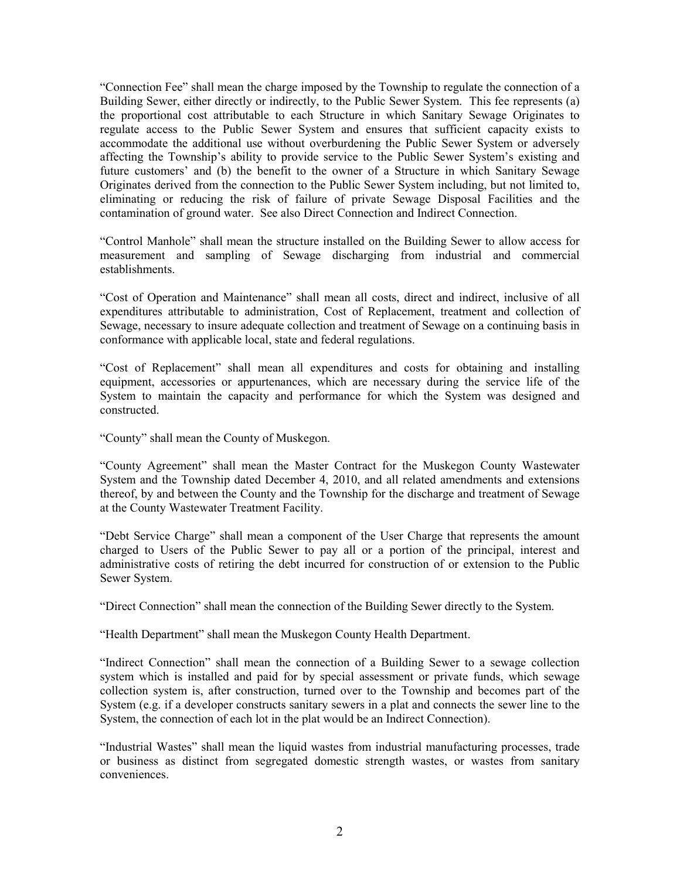"Connection Fee" shall mean the charge imposed by the Township to regulate the connection of a Building Sewer, either directly or indirectly, to the Public Sewer System. This fee represents (a) the proportional cost attributable to each Structure in which Sanitary Sewage Originates to regulate access to the Public Sewer System and ensures that sufficient capacity exists to accommodate the additional use without overburdening the Public Sewer System or adversely affecting the Township's ability to provide service to the Public Sewer System's existing and future customers' and (b) the benefit to the owner of a Structure in which Sanitary Sewage Originates derived from the connection to the Public Sewer System including, but not limited to, eliminating or reducing the risk of failure of private Sewage Disposal Facilities and the contamination of ground water. See also Direct Connection and Indirect Connection.

"Control Manhole" shall mean the structure installed on the Building Sewer to allow access for measurement and sampling of Sewage discharging from industrial and commercial establishments.

"Cost of Operation and Maintenance" shall mean all costs, direct and indirect, inclusive of all expenditures attributable to administration, Cost of Replacement, treatment and collection of Sewage, necessary to insure adequate collection and treatment of Sewage on a continuing basis in conformance with applicable local, state and federal regulations.

"Cost of Replacement" shall mean all expenditures and costs for obtaining and installing equipment, accessories or appurtenances, which are necessary during the service life of the System to maintain the capacity and performance for which the System was designed and constructed.

"County" shall mean the County of Muskegon.

"County Agreement" shall mean the Master Contract for the Muskegon County Wastewater System and the Township dated December 4, 2010, and all related amendments and extensions thereof, by and between the County and the Township for the discharge and treatment of Sewage at the County Wastewater Treatment Facility.

"Debt Service Charge" shall mean a component of the User Charge that represents the amount charged to Users of the Public Sewer to pay all or a portion of the principal, interest and administrative costs of retiring the debt incurred for construction of or extension to the Public Sewer System.

"Direct Connection" shall mean the connection of the Building Sewer directly to the System.

"Health Department" shall mean the Muskegon County Health Department.

"Indirect Connection" shall mean the connection of a Building Sewer to a sewage collection system which is installed and paid for by special assessment or private funds, which sewage collection system is, after construction, turned over to the Township and becomes part of the System (e.g. if a developer constructs sanitary sewers in a plat and connects the sewer line to the System, the connection of each lot in the plat would be an Indirect Connection).

"Industrial Wastes" shall mean the liquid wastes from industrial manufacturing processes, trade or business as distinct from segregated domestic strength wastes, or wastes from sanitary conveniences.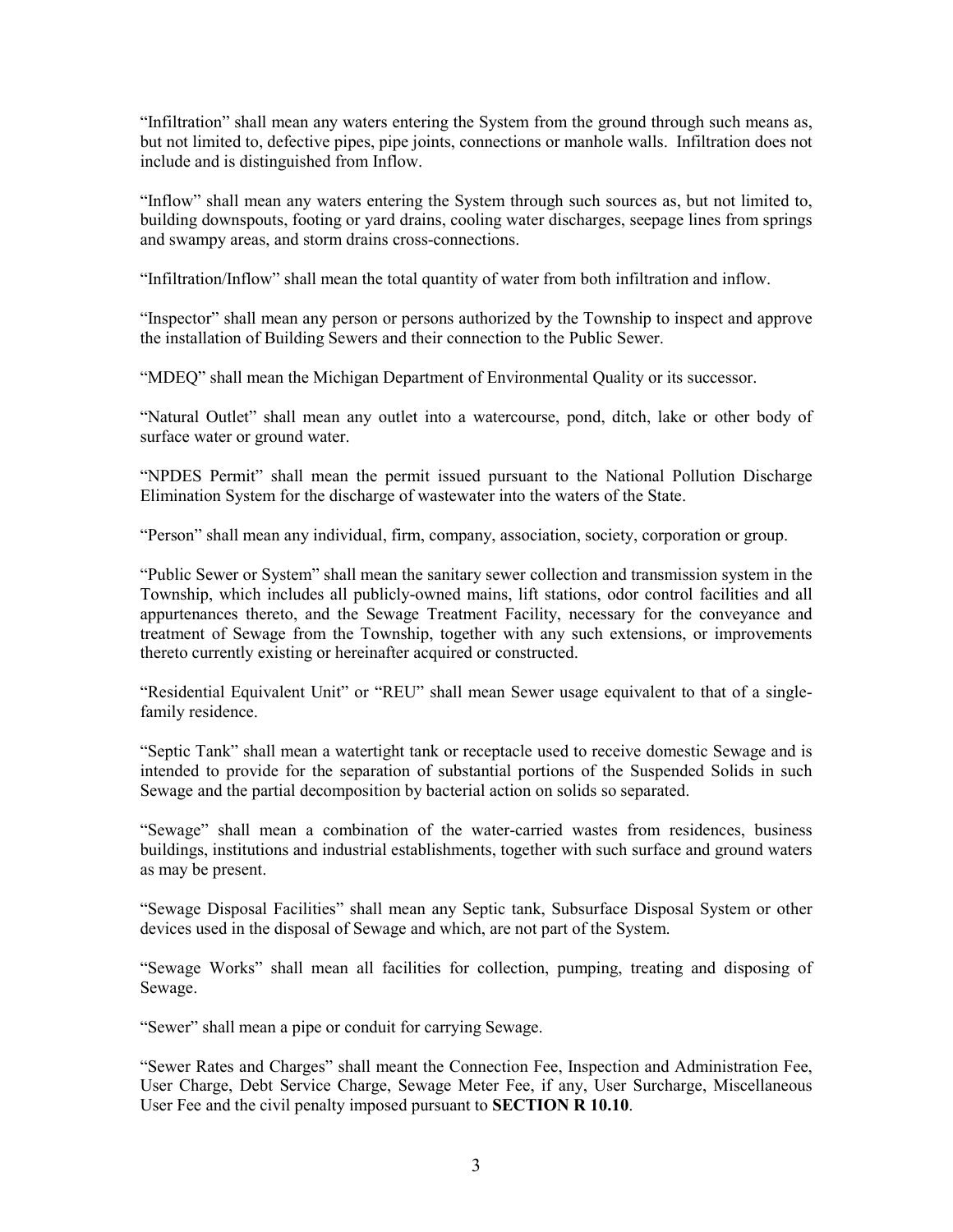"Infiltration" shall mean any waters entering the System from the ground through such means as, but not limited to, defective pipes, pipe joints, connections or manhole walls. Infiltration does not include and is distinguished from Inflow.

"Inflow" shall mean any waters entering the System through such sources as, but not limited to, building downspouts, footing or yard drains, cooling water discharges, seepage lines from springs and swampy areas, and storm drains cross-connections.

"Infiltration/Inflow" shall mean the total quantity of water from both infiltration and inflow.

"Inspector" shall mean any person or persons authorized by the Township to inspect and approve the installation of Building Sewers and their connection to the Public Sewer.

"MDEQ" shall mean the Michigan Department of Environmental Quality or its successor.

"Natural Outlet" shall mean any outlet into a watercourse, pond, ditch, lake or other body of surface water or ground water.

"NPDES Permit" shall mean the permit issued pursuant to the National Pollution Discharge Elimination System for the discharge of wastewater into the waters of the State.

"Person" shall mean any individual, firm, company, association, society, corporation or group.

"Public Sewer or System" shall mean the sanitary sewer collection and transmission system in the Township, which includes all publicly-owned mains, lift stations, odor control facilities and all appurtenances thereto, and the Sewage Treatment Facility, necessary for the conveyance and treatment of Sewage from the Township, together with any such extensions, or improvements thereto currently existing or hereinafter acquired or constructed.

"Residential Equivalent Unit" or "REU" shall mean Sewer usage equivalent to that of a single-family residence.

"Septic Tank" shall mean a watertight tank or receptacle used to receive domestic Sewage and is intended to provide for the separation of substantial portions of the Suspended Solids in such Sewage and the partial decomposition by bacterial action on solids so separated.

"Sewage" shall mean a combination of the water-carried wastes from residences, business buildings, institutions and industrial establishments, together with such surface and ground waters as may be present.

"Sewage Disposal Facilities" shall mean any Septic tank, Subsurface Disposal System or other devices used in the disposal of Sewage and which, are not part of the System.

"Sewage Works" shall mean all facilities for collection, pumping, treating and disposing of Sewage.

"Sewer" shall mean a pipe or conduit for carrying Sewage.

"Sewer Rates and Charges" shall meant the Connection Fee, Inspection and Administration Fee, User Charge, Debt Service Charge, Sewage Meter Fee, if any, User Surcharge, Miscellaneous User Fee and the civil penalty imposed pursuant to **SECTION R 10.10**.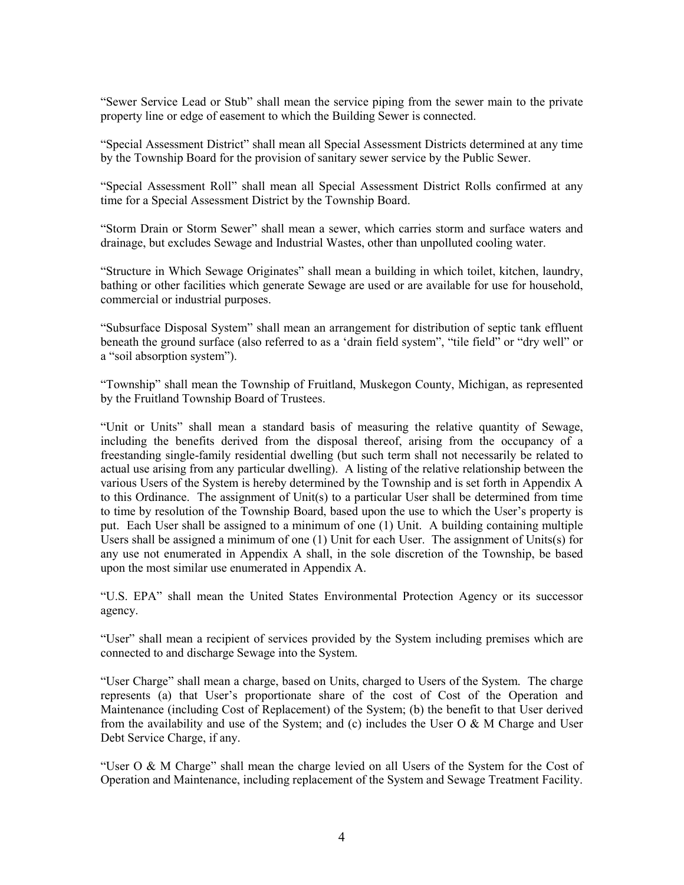"Sewer Service Lead or Stub" shall mean the service piping from the sewer main to the private property line or edge of easement to which the Building Sewer is connected.

"Special Assessment District" shall mean all Special Assessment Districts determined at any time by the Township Board for the provision of sanitary sewer service by the Public Sewer.

"Special Assessment Roll" shall mean all Special Assessment District Rolls confirmed at any time for a Special Assessment District by the Township Board.

"Storm Drain or Storm Sewer" shall mean a sewer, which carries storm and surface waters and drainage, but excludes Sewage and Industrial Wastes, other than unpolluted cooling water.

"Structure in Which Sewage Originates" shall mean a building in which toilet, kitchen, laundry, bathing or other facilities which generate Sewage are used or are available for use for household, commercial or industrial purposes.

"Subsurface Disposal System" shall mean an arrangement for distribution of septic tank effluent beneath the ground surface (also referred to as a 'drain field system", "tile field" or "dry well" or a "soil absorption system").

"Township" shall mean the Township of Fruitland, Muskegon County, Michigan, as represented by the Fruitland Township Board of Trustees.

"Unit or Units" shall mean a standard basis of measuring the relative quantity of Sewage, including the benefits derived from the disposal thereof, arising from the occupancy of a freestanding single-family residential dwelling (but such term shall not necessarily be related to actual use arising from any particular dwelling). A listing of the relative relationship between the various Users of the System is hereby determined by the Township and is set forth in Appendix A to this Ordinance. The assignment of Unit(s) to a particular User shall be determined from time to time by resolution of the Township Board, based upon the use to which the User's property is put. Each User shall be assigned to a minimum of one (1) Unit. A building containing multiple Users shall be assigned a minimum of one (1) Unit for each User. The assignment of Units(s) for any use not enumerated in Appendix A shall, in the sole discretion of the Township, be based upon the most similar use enumerated in Appendix A.

"U.S. EPA" shall mean the United States Environmental Protection Agency or its successor agency.

"User" shall mean a recipient of services provided by the System including premises which are connected to and discharge Sewage into the System.

"User Charge" shall mean a charge, based on Units, charged to Users of the System. The charge represents (a) that User's proportionate share of the cost of Cost of the Operation and Maintenance (including Cost of Replacement) of the System; (b) the benefit to that User derived from the availability and use of the System; and (c) includes the User O & M Charge and User Debt Service Charge, if any.

"User O & M Charge" shall mean the charge levied on all Users of the System for the Cost of Operation and Maintenance, including replacement of the System and Sewage Treatment Facility.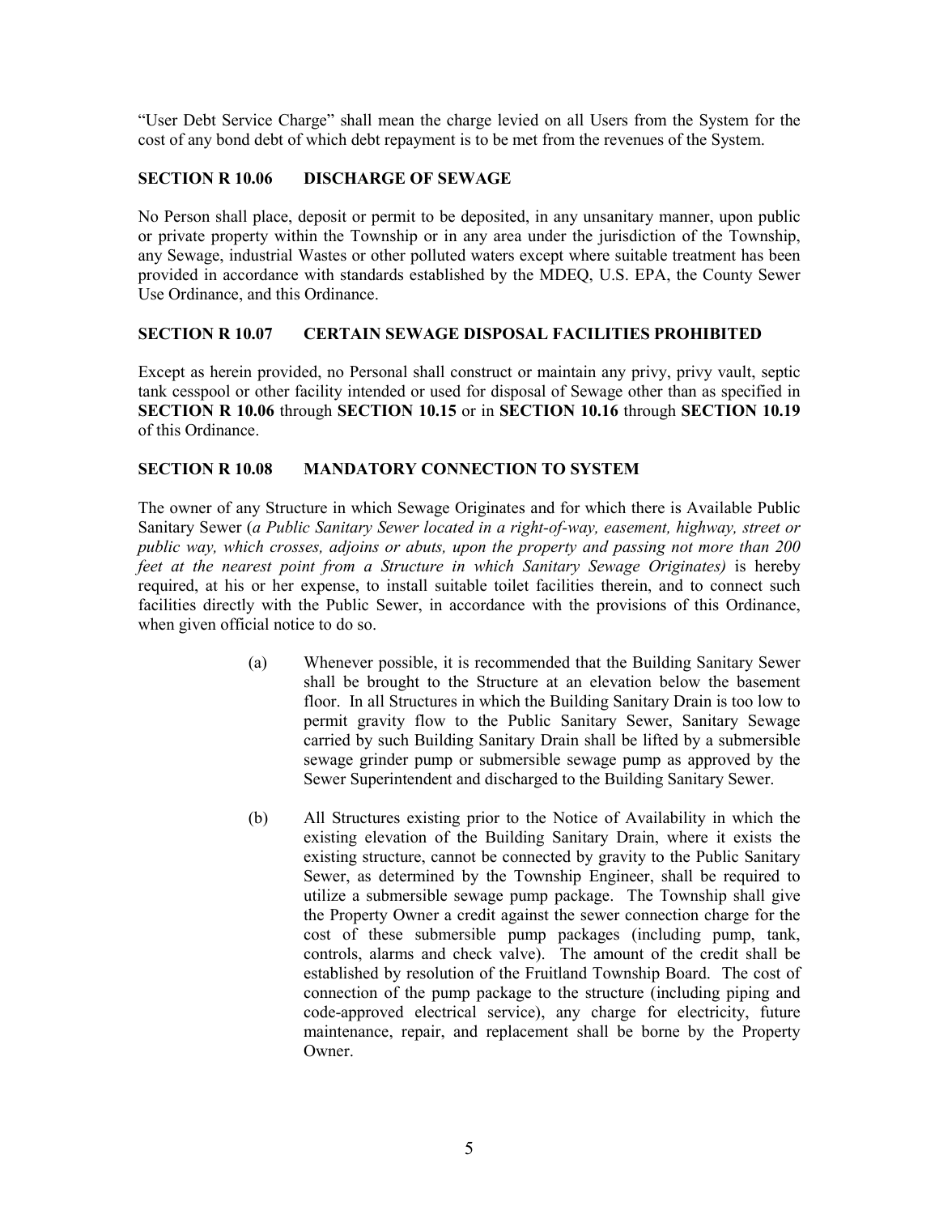"User Debt Service Charge" shall mean the charge levied on all Users from the System for the cost of any bond debt of which debt repayment is to be met from the revenues of the System.

## SECTION R 10.06 DISCHARGE OF SEWAGE

No Person shall place, deposit or permit to be deposited, in any unsanitary manner, upon public or private property within the Township or in any area under the jurisdiction of the Township, any Sewage, industrial Wastes or other polluted waters except where suitable treatment has been provided in accordance with standards established by the MDEQ, U.S. EPA, the County Sewer Use Ordinance, and this Ordinance.

## SECTION R 10.07 CERTAIN SEWAGE DISPOSAL FACILITIES PROHIBITED

Except as herein provided, no Personal shall construct or maintain any privy, privy vault, septic tank cesspool or other facility intended or used for disposal of Sewage other than as specified in **SECTION R 10.06** through **SECTION 10.15** or in **SECTION 10.16** through **SECTION 10.19** of this Ordinance.

## SECTION R 10.08 MANDATORY CONNECTION TO SYSTEM

The owner of any Structure in which Sewage Originates and for which there is Available Public Sanitary Sewer (*a Public Sanitary Sewer located in a right-of-way, easement, highway, street or public way, which crosses, adjoins or abuts, upon the property and passing not more than 200 feet at the nearest point from a Structure in which Sanitary Sewage Originates)* is hereby required, at his or her expense, to install suitable toilet facilities therein, and to connect such facilities directly with the Public Sewer, in accordance with the provisions of this Ordinance, when given official notice to do so.

(a) Whenever possible, it is recommended that the Building Sanitary Sewer shall be brought to the Structure at an elevation below the basement floor. In all Structures in which the Building Sanitary Drain is too low to permit gravity flow to the Public Sanitary Sewer, Sanitary Sewage carried by such Building Sanitary Drain shall be lifted by a submersible sewage grinder pump or submersible sewage pump as approved by the Sewer Superintendent and discharged to the Building Sanitary Sewer.

(b) All Structures existing prior to the Notice of Availability in which the existing elevation of the Building Sanitary Drain, where it exists the existing structure, cannot be connected by gravity to the Public Sanitary Sewer, as determined by the Township Engineer, shall be required to utilize a submersible sewage pump package. The Township shall give the Property Owner a credit against the sewer connection charge for the cost of these submersible pump packages (including pump, tank, controls, alarms and check valve). The amount of the credit shall be established by resolution of the Fruitland Township Board. The cost of connection of the pump package to the structure (including piping and code-approved electrical service), any charge for electricity, future maintenance, repair, and replacement shall be borne by the Property Owner.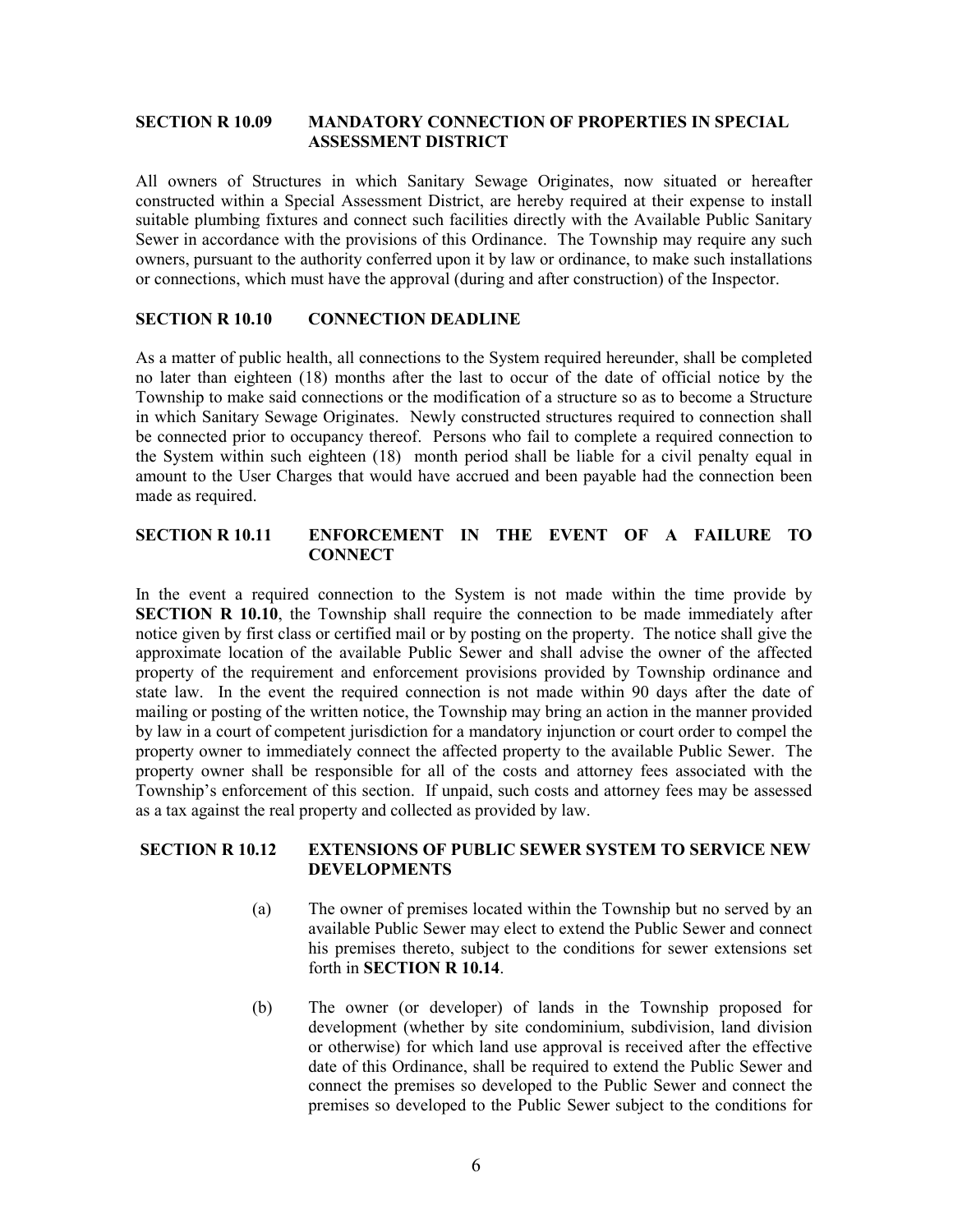**SECTION R 10.09 MANDATORY CONNECTION OF PROPERTIES IN SPECIAL ASSESSMENT DISTRICT**

All owners of Structures in which Sanitary Sewage Originates, now situated or hereafter constructed within a Special Assessment District, are hereby required at their expense to install suitable plumbing fixtures and connect such facilities directly with the Available Public Sanitary Sewer in accordance with the provisions of this Ordinance. The Township may require any such owners, pursuant to the authority conferred upon it by law or ordinance, to make such installations or connections, which must have the approval (during and after construction) of the Inspector.

**SECTION R 10.10 CONNECTION DEADLINE**

As a matter of public health, all connections to the System required hereunder, shall be completed no later than eighteen (18) months after the last to occur of the date of official notice by the Township to make said connections or the modification of a structure so as to become a Structure in which Sanitary Sewage Originates. Newly constructed structures required to connection shall be connected prior to occupancy thereof. Persons who fail to complete a required connection to the System within such eighteen (18) month period shall be liable for a civil penalty equal in amount to the User Charges that would have accrued and been payable had the connection been made as required.

**SECTION R 10.11 ENFORCEMENT IN THE EVENT OF A FAILURE TO CONNECT**

In the event a required connection to the System is not made within the time provide by **SECTION R 10.10**, the Township shall require the connection to be made immediately after notice given by first class or certified mail or by posting on the property. The notice shall give the approximate location of the available Public Sewer and shall advise the owner of the affected property of the requirement and enforcement provisions provided by Township ordinance and state law. In the event the required connection is not made within 90 days after the date of mailing or posting of the written notice, the Township may bring an action in the manner provided by law in a court of competent jurisdiction for a mandatory injunction or court order to compel the property owner to immediately connect the affected property to the available Public Sewer. The property owner shall be responsible for all of the costs and attorney fees associated with the Township's enforcement of this section. If unpaid, such costs and attorney fees may be assessed as a tax against the real property and collected as provided by law.

**SECTION R 10.12 EXTENSIONS OF PUBLIC SEWER SYSTEM TO SERVICE NEW DEVELOPMENTS**

(a) The owner of premises located within the Township but no served by an available Public Sewer may elect to extend the Public Sewer and connect his premises thereto, subject to the conditions for sewer extensions set forth in **SECTION R 10.14**.

(b) The owner (or developer) of lands in the Township proposed for development (whether by site condominium, subdivision, land division or otherwise) for which land use approval is received after the effective date of this Ordinance, shall be required to extend the Public Sewer and connect the premises so developed to the Public Sewer and connect the premises so developed to the Public Sewer subject to the conditions for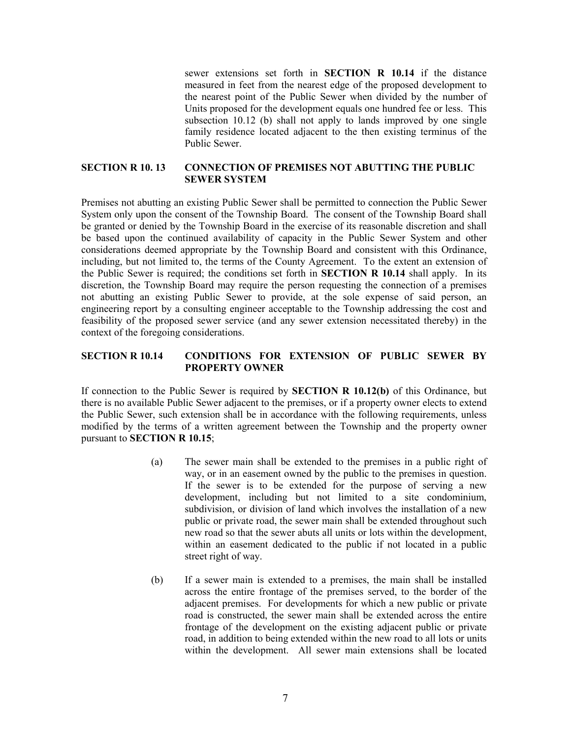sewer extensions set forth in **SECTION R 10.14** if the distance measured in feet from the nearest edge of the proposed development to the nearest point of the Public Sewer when divided by the number of Units proposed for the development equals one hundred fee or less. This subsection 10.12 (b) shall not apply to lands improved by one single family residence located adjacent to the then existing terminus of the Public Sewer.

### SECTION R 10. 13 CONNECTION OF PREMISES NOT ABUTTING THE PUBLIC SEWER SYSTEM

Premises not abutting an existing Public Sewer shall be permitted to connection the Public Sewer System only upon the consent of the Township Board. The consent of the Township Board shall be granted or denied by the Township Board in the exercise of its reasonable discretion and shall be based upon the continued availability of capacity in the Public Sewer System and other considerations deemed appropriate by the Township Board and consistent with this Ordinance, including, but not limited to, the terms of the County Agreement. To the extent an extension of the Public Sewer is required; the conditions set forth in **SECTION R 10.14** shall apply. In its discretion, the Township Board may require the person requesting the connection of a premises not abutting an existing Public Sewer to provide, at the sole expense of said person, an engineering report by a consulting engineer acceptable to the Township addressing the cost and feasibility of the proposed sewer service (and any sewer extension necessitated thereby) in the context of the foregoing considerations.

### SECTION R 10.14 CONDITIONS FOR EXTENSION OF PUBLIC SEWER BY PROPERTY OWNER

If connection to the Public Sewer is required by **SECTION R 10.12(b)** of this Ordinance, but there is no available Public Sewer adjacent to the premises, or if a property owner elects to extend the Public Sewer, such extension shall be in accordance with the following requirements, unless modified by the terms of a written agreement between the Township and the property owner pursuant to **SECTION R 10.15**;

(a) The sewer main shall be extended to the premises in a public right of way, or in an easement owned by the public to the premises in question. If the sewer is to be extended for the purpose of serving a new development, including but not limited to a site condominium, subdivision, or division of land which involves the installation of a new public or private road, the sewer main shall be extended throughout such new road so that the sewer abuts all units or lots within the development, within an easement dedicated to the public if not located in a public street right of way.

(b) If a sewer main is extended to a premises, the main shall be installed across the entire frontage of the premises served, to the border of the adjacent premises. For developments for which a new public or private road is constructed, the sewer main shall be extended across the entire frontage of the development on the existing adjacent public or private road, in addition to being extended within the new road to all lots or units within the development. All sewer main extensions shall be located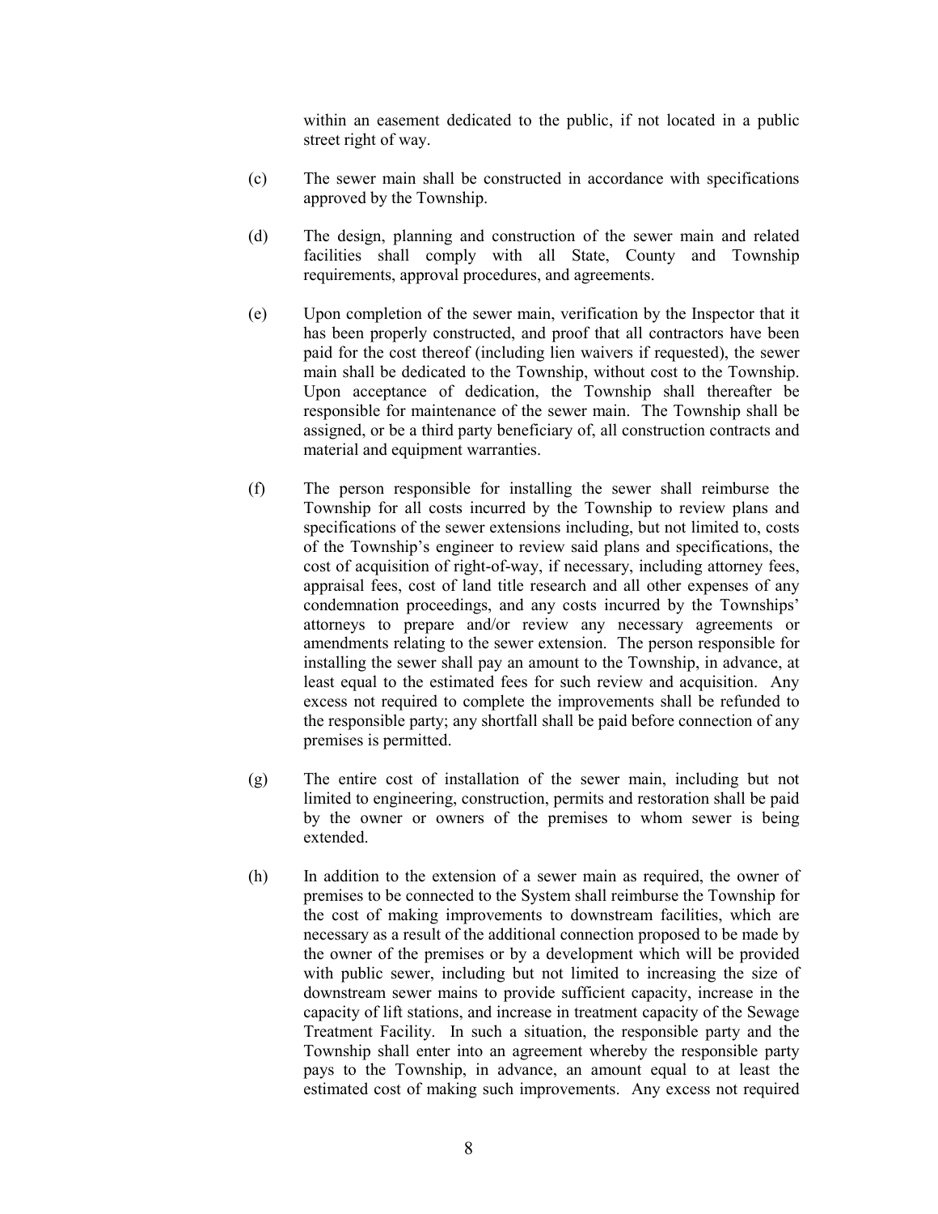within an easement dedicated to the public, if not located in a public street right of way.

(c) The sewer main shall be constructed in accordance with specifications approved by the Township.

(d) The design, planning and construction of the sewer main and related facilities shall comply with all State, County and Township requirements, approval procedures, and agreements.

(e) Upon completion of the sewer main, verification by the Inspector that it has been properly constructed, and proof that all contractors have been paid for the cost thereof (including lien waivers if requested), the sewer main shall be dedicated to the Township, without cost to the Township. Upon acceptance of dedication, the Township shall thereafter be responsible for maintenance of the sewer main. The Township shall be assigned, or be a third party beneficiary of, all construction contracts and material and equipment warranties.

(f) The person responsible for installing the sewer shall reimburse the Township for all costs incurred by the Township to review plans and specifications of the sewer extensions including, but not limited to, costs of the Township's engineer to review said plans and specifications, the cost of acquisition of right-of-way, if necessary, including attorney fees, appraisal fees, cost of land title research and all other expenses of any condemnation proceedings, and any costs incurred by the Townships' attorneys to prepare and/or review any necessary agreements or amendments relating to the sewer extension. The person responsible for installing the sewer shall pay an amount to the Township, in advance, at least equal to the estimated fees for such review and acquisition. Any excess not required to complete the improvements shall be refunded to the responsible party; any shortfall shall be paid before connection of any premises is permitted.

(g) The entire cost of installation of the sewer main, including but not limited to engineering, construction, permits and restoration shall be paid by the owner or owners of the premises to whom sewer is being extended.

(h) In addition to the extension of a sewer main as required, the owner of premises to be connected to the System shall reimburse the Township for the cost of making improvements to downstream facilities, which are necessary as a result of the additional connection proposed to be made by the owner of the premises or by a development which will be provided with public sewer, including but not limited to increasing the size of downstream sewer mains to provide sufficient capacity, increase in the capacity of lift stations, and increase in treatment capacity of the Sewage Treatment Facility. In such a situation, the responsible party and the Township shall enter into an agreement whereby the responsible party pays to the Township, in advance, an amount equal to at least the estimated cost of making such improvements. Any excess not required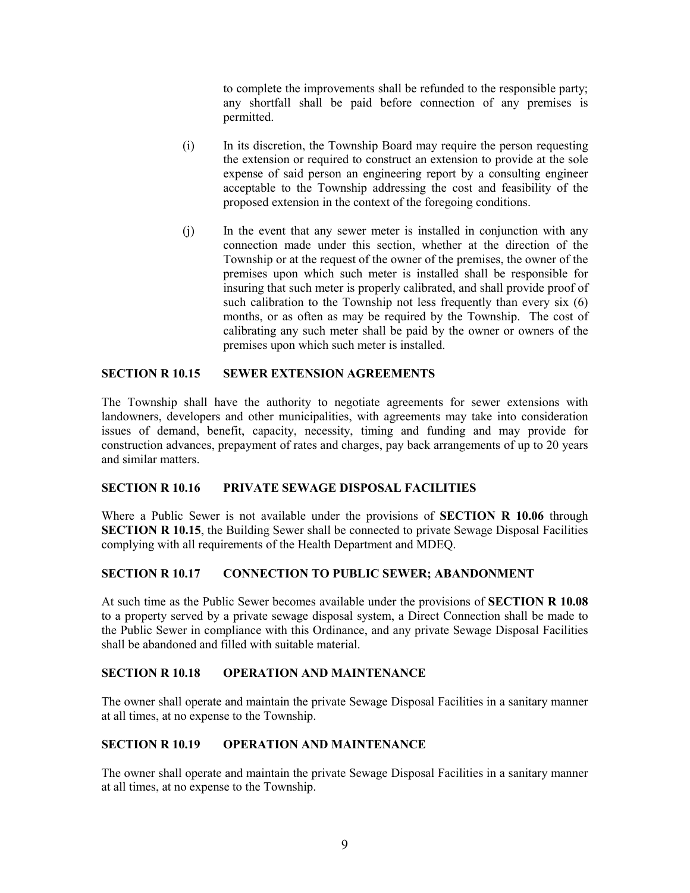to complete the improvements shall be refunded to the responsible party; any shortfall shall be paid before connection of any premises is permitted.

(i) In its discretion, the Township Board may require the person requesting the extension or required to construct an extension to provide at the sole expense of said person an engineering report by a consulting engineer acceptable to the Township addressing the cost and feasibility of the proposed extension in the context of the foregoing conditions.

(j) In the event that any sewer meter is installed in conjunction with any connection made under this section, whether at the direction of the Township or at the request of the owner of the premises, the owner of the premises upon which such meter is installed shall be responsible for insuring that such meter is properly calibrated, and shall provide proof of such calibration to the Township not less frequently than every six (6) months, or as often as may be required by the Township. The cost of calibrating any such meter shall be paid by the owner or owners of the premises upon which such meter is installed.

## SECTION R 10.15 SEWER EXTENSION AGREEMENTS

The Township shall have the authority to negotiate agreements for sewer extensions with landowners, developers and other municipalities, with agreements may take into consideration issues of demand, benefit, capacity, necessity, timing and funding and may provide for construction advances, prepayment of rates and charges, pay back arrangements of up to 20 years and similar matters.

## SECTION R 10.16 PRIVATE SEWAGE DISPOSAL FACILITIES

Where a Public Sewer is not available under the provisions of **SECTION R 10.06** through **SECTION R 10.15**, the Building Sewer shall be connected to private Sewage Disposal Facilities complying with all requirements of the Health Department and MDEQ.

## SECTION R 10.17 CONNECTION TO PUBLIC SEWER; ABANDONMENT

At such time as the Public Sewer becomes available under the provisions of **SECTION R 10.08** to a property served by a private sewage disposal system, a Direct Connection shall be made to the Public Sewer in compliance with this Ordinance, and any private Sewage Disposal Facilities shall be abandoned and filled with suitable material.

## SECTION R 10.18 OPERATION AND MAINTENANCE

The owner shall operate and maintain the private Sewage Disposal Facilities in a sanitary manner at all times, at no expense to the Township.

## SECTION R 10.19 OPERATION AND MAINTENANCE

The owner shall operate and maintain the private Sewage Disposal Facilities in a sanitary manner at all times, at no expense to the Township.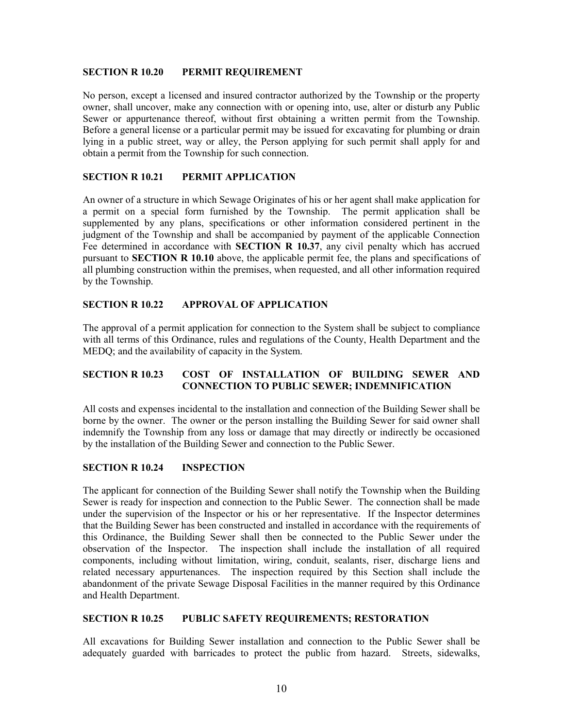### SECTION R 10.20 PERMIT REQUIREMENT

No person, except a licensed and insured contractor authorized by the Township or the property owner, shall uncover, make any connection with or opening into, use, alter or disturb any Public Sewer or appurtenance thereof, without first obtaining a written permit from the Township. Before a general license or a particular permit may be issued for excavating for plumbing or drain lying in a public street, way or alley, the Person applying for such permit shall apply for and obtain a permit from the Township for such connection.

### SECTION R 10.21 PERMIT APPLICATION

An owner of a structure in which Sewage Originates of his or her agent shall make application for a permit on a special form furnished by the Township. The permit application shall be supplemented by any plans, specifications or other information considered pertinent in the judgment of the Township and shall be accompanied by payment of the applicable Connection Fee determined in accordance with **SECTION R 10.37**, any civil penalty which has accrued pursuant to **SECTION R 10.10** above, the applicable permit fee, the plans and specifications of all plumbing construction within the premises, when requested, and all other information required by the Township.

### SECTION R 10.22 APPROVAL OF APPLICATION

The approval of a permit application for connection to the System shall be subject to compliance with all terms of this Ordinance, rules and regulations of the County, Health Department and the MEDQ; and the availability of capacity in the System.

### SECTION R 10.23 COST OF INSTALLATION OF BUILDING SEWER AND CONNECTION TO PUBLIC SEWER; INDEMNIFICATION

All costs and expenses incidental to the installation and connection of the Building Sewer shall be borne by the owner. The owner or the person installing the Building Sewer for said owner shall indemnify the Township from any loss or damage that may directly or indirectly be occasioned by the installation of the Building Sewer and connection to the Public Sewer.

### SECTION R 10.24 INSPECTION

The applicant for connection of the Building Sewer shall notify the Township when the Building Sewer is ready for inspection and connection to the Public Sewer. The connection shall be made under the supervision of the Inspector or his or her representative. If the Inspector determines that the Building Sewer has been constructed and installed in accordance with the requirements of this Ordinance, the Building Sewer shall then be connected to the Public Sewer under the observation of the Inspector. The inspection shall include the installation of all required components, including without limitation, wiring, conduit, sealants, riser, discharge liens and related necessary appurtenances. The inspection required by this Section shall include the abandonment of the private Sewage Disposal Facilities in the manner required by this Ordinance and Health Department.

### SECTION R 10.25 PUBLIC SAFETY REQUIREMENTS; RESTORATION

All excavations for Building Sewer installation and connection to the Public Sewer shall be adequately guarded with barricades to protect the public from hazard. Streets, sidewalks,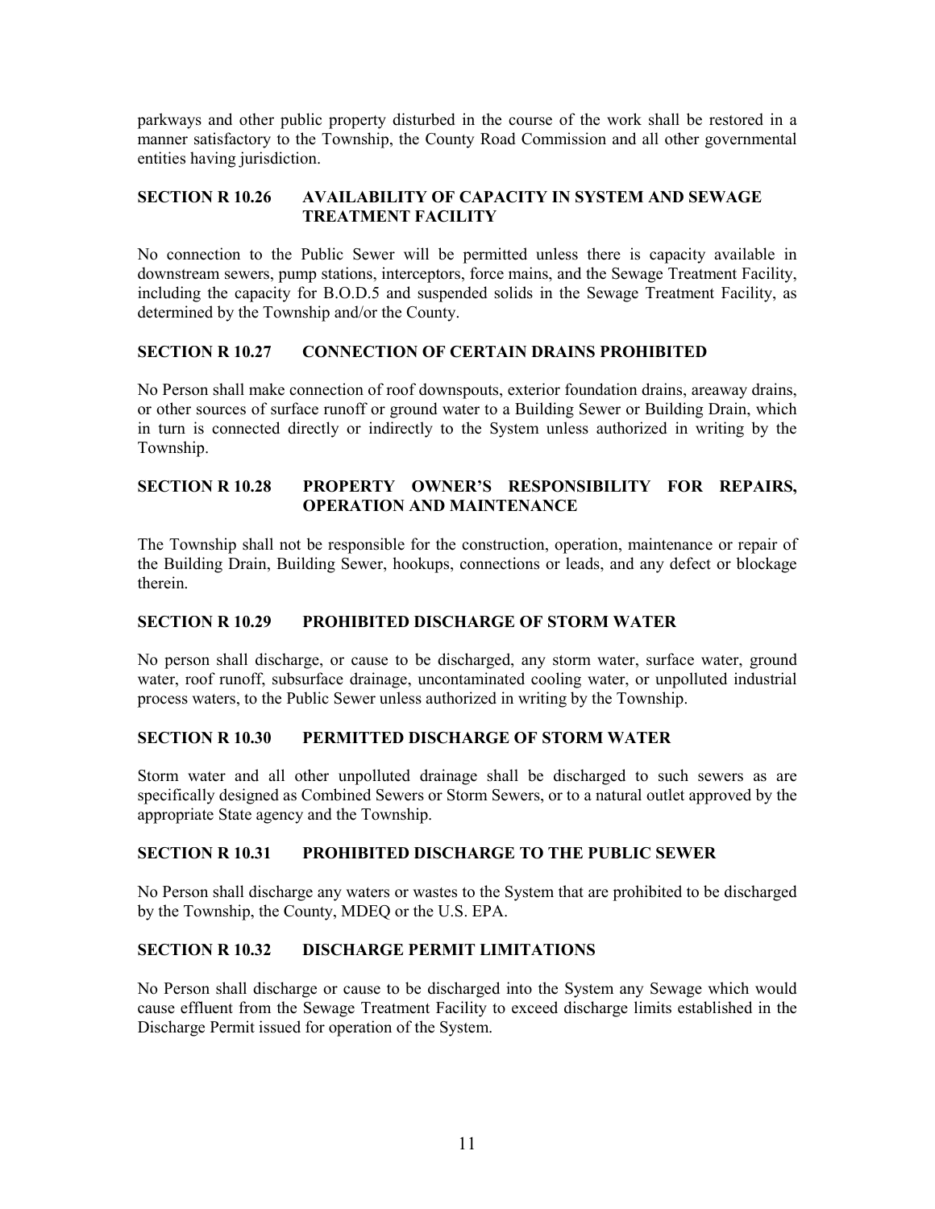parkways and other public property disturbed in the course of the work shall be restored in a manner satisfactory to the Township, the County Road Commission and all other governmental entities having jurisdiction.

### SECTION R 10.26 AVAILABILITY OF CAPACITY IN SYSTEM AND SEWAGE TREATMENT FACILITY

No connection to the Public Sewer will be permitted unless there is capacity available in downstream sewers, pump stations, interceptors, force mains, and the Sewage Treatment Facility, including the capacity for B.O.D.5 and suspended solids in the Sewage Treatment Facility, as determined by the Township and/or the County.

### SECTION R 10.27 CONNECTION OF CERTAIN DRAINS PROHIBITED

No Person shall make connection of roof downspouts, exterior foundation drains, areaway drains, or other sources of surface runoff or ground water to a Building Sewer or Building Drain, which in turn is connected directly or indirectly to the System unless authorized in writing by the Township.

### SECTION R 10.28 PROPERTY OWNER'S RESPONSIBILITY FOR REPAIRS, OPERATION AND MAINTENANCE

The Township shall not be responsible for the construction, operation, maintenance or repair of the Building Drain, Building Sewer, hookups, connections or leads, and any defect or blockage therein.

### SECTION R 10.29 PROHIBITED DISCHARGE OF STORM WATER

No person shall discharge, or cause to be discharged, any storm water, surface water, ground water, roof runoff, subsurface drainage, uncontaminated cooling water, or unpolluted industrial process waters, to the Public Sewer unless authorized in writing by the Township.

### SECTION R 10.30 PERMITTED DISCHARGE OF STORM WATER

Storm water and all other unpolluted drainage shall be discharged to such sewers as are specifically designed as Combined Sewers or Storm Sewers, or to a natural outlet approved by the appropriate State agency and the Township.

### SECTION R 10.31 PROHIBITED DISCHARGE TO THE PUBLIC SEWER

No Person shall discharge any waters or wastes to the System that are prohibited to be discharged by the Township, the County, MDEQ or the U.S. EPA.

### SECTION R 10.32 DISCHARGE PERMIT LIMITATIONS

No Person shall discharge or cause to be discharged into the System any Sewage which would cause effluent from the Sewage Treatment Facility to exceed discharge limits established in the Discharge Permit issued for operation of the System.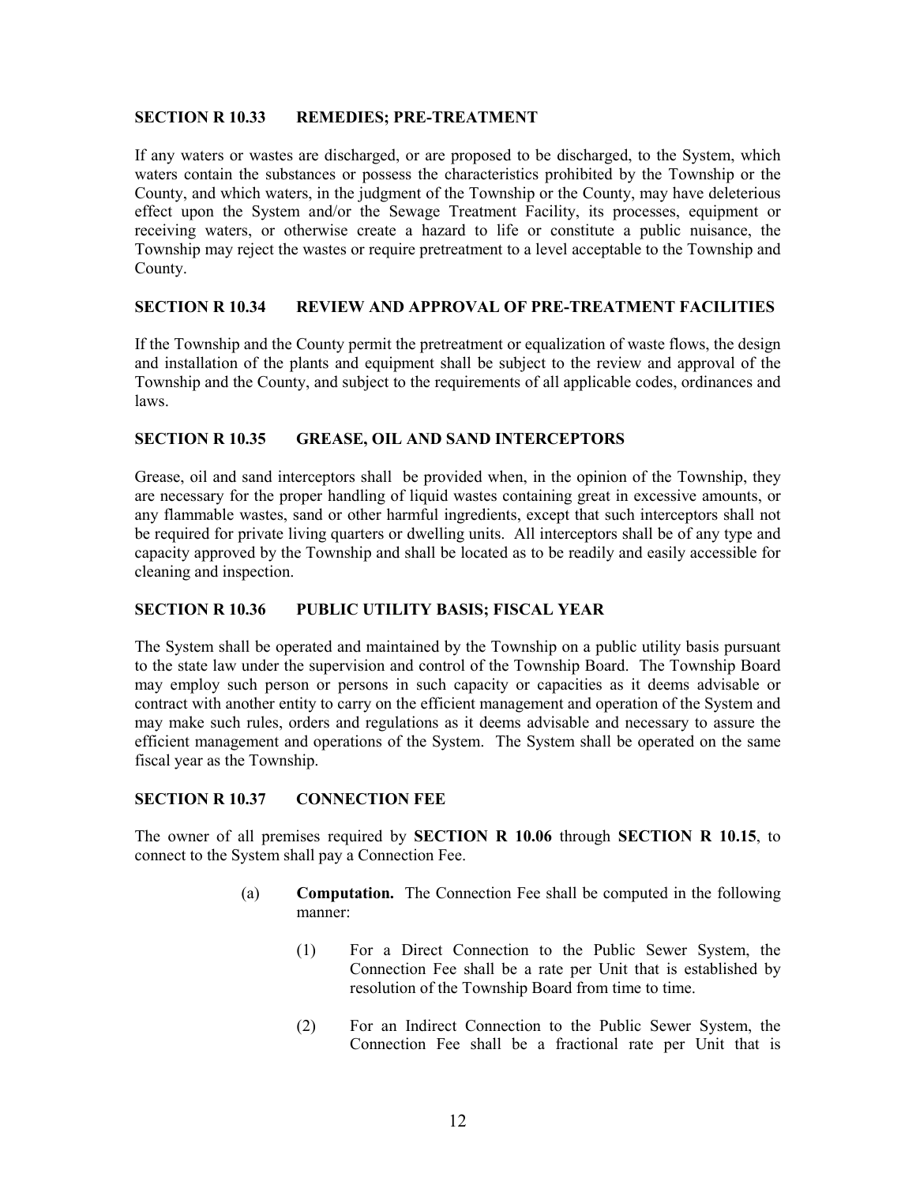**SECTION R 10.33 REMEDIES; PRE-TREATMENT**

If any waters or wastes are discharged, or are proposed to be discharged, to the System, which waters contain the substances or possess the characteristics prohibited by the Township or the County, and which waters, in the judgment of the Township or the County, may have deleterious effect upon the System and/or the Sewage Treatment Facility, its processes, equipment or receiving waters, or otherwise create a hazard to life or constitute a public nuisance, the Township may reject the wastes or require pretreatment to a level acceptable to the Township and County.

**SECTION R 10.34 REVIEW AND APPROVAL OF PRE-TREATMENT FACILITIES**

If the Township and the County permit the pretreatment or equalization of waste flows, the design and installation of the plants and equipment shall be subject to the review and approval of the Township and the County, and subject to the requirements of all applicable codes, ordinances and laws.

**SECTION R 10.35 GREASE, OIL AND SAND INTERCEPTORS**

Grease, oil and sand interceptors shall be provided when, in the opinion of the Township, they are necessary for the proper handling of liquid wastes containing great in excessive amounts, or any flammable wastes, sand or other harmful ingredients, except that such interceptors shall not be required for private living quarters or dwelling units. All interceptors shall be of any type and capacity approved by the Township and shall be located as to be readily and easily accessible for cleaning and inspection.

**SECTION R 10.36 PUBLIC UTILITY BASIS; FISCAL YEAR**

The System shall be operated and maintained by the Township on a public utility basis pursuant to the state law under the supervision and control of the Township Board. The Township Board may employ such person or persons in such capacity or capacities as it deems advisable or contract with another entity to carry on the efficient management and operation of the System and may make such rules, orders and regulations as it deems advisable and necessary to assure the efficient management and operations of the System. The System shall be operated on the same fiscal year as the Township.

**SECTION R 10.37 CONNECTION FEE**

The owner of all premises required by **SECTION R 10.06** through **SECTION R 10.15**, to connect to the System shall pay a Connection Fee.

(a) **Computation.** The Connection Fee shall be computed in the following manner:

(1) For a Direct Connection to the Public Sewer System, the Connection Fee shall be a rate per Unit that is established by resolution of the Township Board from time to time.

(2) For an Indirect Connection to the Public Sewer System, the Connection Fee shall be a fractional rate per Unit that is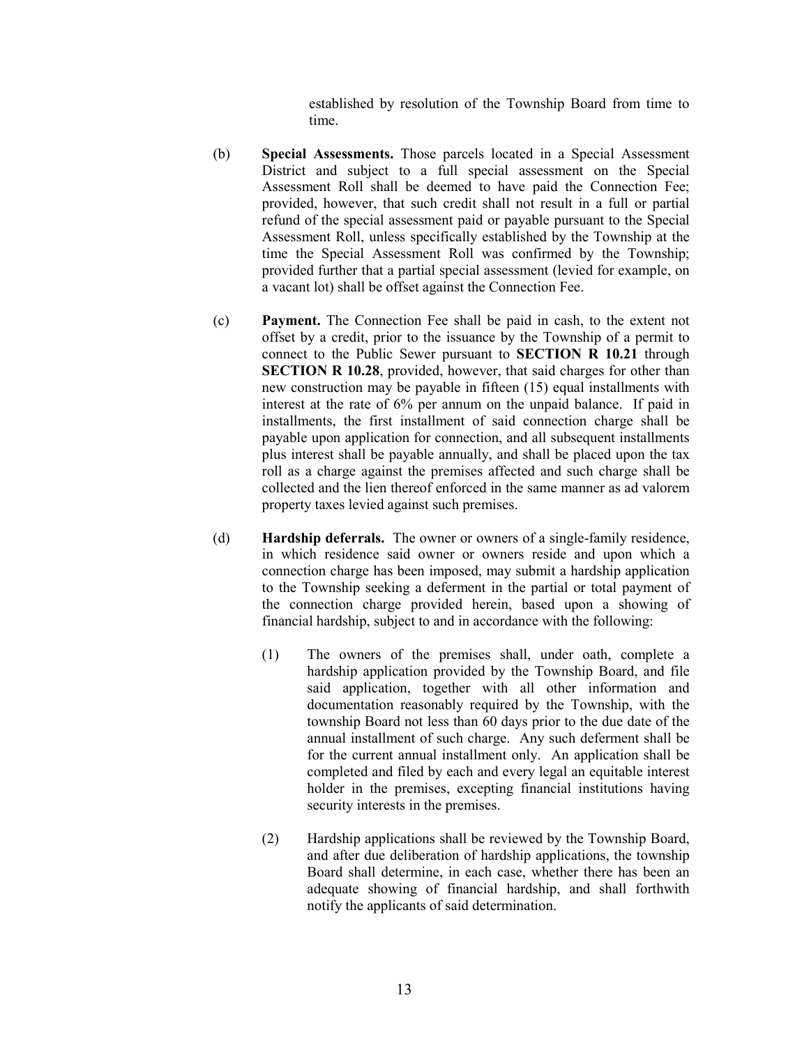established by resolution of the Township Board from time to time.

(b) **Special Assessments.** Those parcels located in a Special Assessment District and subject to a full special assessment on the Special Assessment Roll shall be deemed to have paid the Connection Fee; provided, however, that such credit shall not result in a full or partial refund of the special assessment paid or payable pursuant to the Special Assessment Roll, unless specifically established by the Township at the time the Special Assessment Roll was confirmed by the Township; provided further that a partial special assessment (levied for example, on a vacant lot) shall be offset against the Connection Fee.

(c) **Payment.** The Connection Fee shall be paid in cash, to the extent not offset by a credit, prior to the issuance by the Township of a permit to connect to the Public Sewer pursuant to **SECTION R 10.21** through **SECTION R 10.28**, provided, however, that said charges for other than new construction may be payable in fifteen (15) equal installments with interest at the rate of 6% per annum on the unpaid balance. If paid in installments, the first installment of said connection charge shall be payable upon application for connection, and all subsequent installments plus interest shall be payable annually, and shall be placed upon the tax roll as a charge against the premises affected and such charge shall be collected and the lien thereof enforced in the same manner as ad valorem property taxes levied against such premises.

(d) **Hardship deferrals.** The owner or owners of a single-family residence, in which residence said owner or owners reside and upon which a connection charge has been imposed, may submit a hardship application to the Township seeking a deferment in the partial or total payment of the connection charge provided herein, based upon a showing of financial hardship, subject to and in accordance with the following:

(1) The owners of the premises shall, under oath, complete a hardship application provided by the Township Board, and file said application, together with all other information and documentation reasonably required by the Township, with the township Board not less than 60 days prior to the due date of the annual installment of such charge. Any such deferment shall be for the current annual installment only. An application shall be completed and filed by each and every legal an equitable interest holder in the premises, excepting financial institutions having security interests in the premises.

(2) Hardship applications shall be reviewed by the Township Board, and after due deliberation of hardship applications, the township Board shall determine, in each case, whether there has been an adequate showing of financial hardship, and shall forthwith notify the applicants of said determination.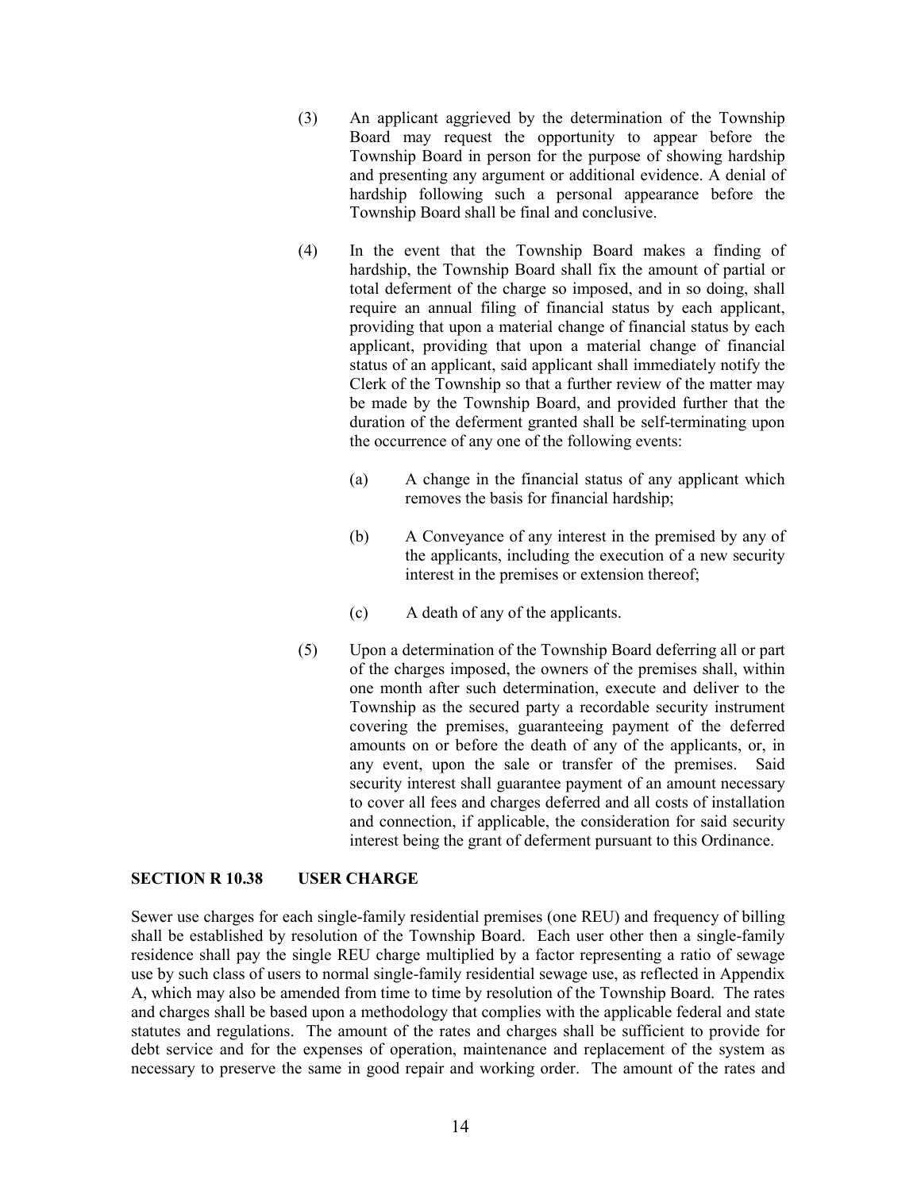(3) An applicant aggrieved by the determination of the Township Board may request the opportunity to appear before the Township Board in person for the purpose of showing hardship and presenting any argument or additional evidence. A denial of hardship following such a personal appearance before the Township Board shall be final and conclusive.

(4) In the event that the Township Board makes a finding of hardship, the Township Board shall fix the amount of partial or total deferment of the charge so imposed, and in so doing, shall require an annual filing of financial status by each applicant, providing that upon a material change of financial status by each applicant, providing that upon a material change of financial status of an applicant, said applicant shall immediately notify the Clerk of the Township so that a further review of the matter may be made by the Township Board, and provided further that the duration of the deferment granted shall be self-terminating upon the occurrence of any one of the following events:

   (a) A change in the financial status of any applicant which removes the basis for financial hardship;

   (b) A Conveyance of any interest in the premised by any of the applicants, including the execution of a new security interest in the premises or extension thereof;

   (c) A death of any of the applicants.

(5) Upon a determination of the Township Board deferring all or part of the charges imposed, the owners of the premises shall, within one month after such determination, execute and deliver to the Township as the secured party a recordable security instrument covering the premises, guaranteeing payment of the deferred amounts on or before the death of any of the applicants, or, in any event, upon the sale or transfer of the premises. Said security interest shall guarantee payment of an amount necessary to cover all fees and charges deferred and all costs of installation and connection, if applicable, the consideration for said security interest being the grant of deferment pursuant to this Ordinance.

**SECTION R 10.38 USER CHARGE**

Sewer use charges for each single-family residential premises (one REU) and frequency of billing shall be established by resolution of the Township Board. Each user other then a single-family residence shall pay the single REU charge multiplied by a factor representing a ratio of sewage use by such class of users to normal single-family residential sewage use, as reflected in Appendix A, which may also be amended from time to time by resolution of the Township Board. The rates and charges shall be based upon a methodology that complies with the applicable federal and state statutes and regulations. The amount of the rates and charges shall be sufficient to provide for debt service and for the expenses of operation, maintenance and replacement of the system as necessary to preserve the same in good repair and working order. The amount of the rates and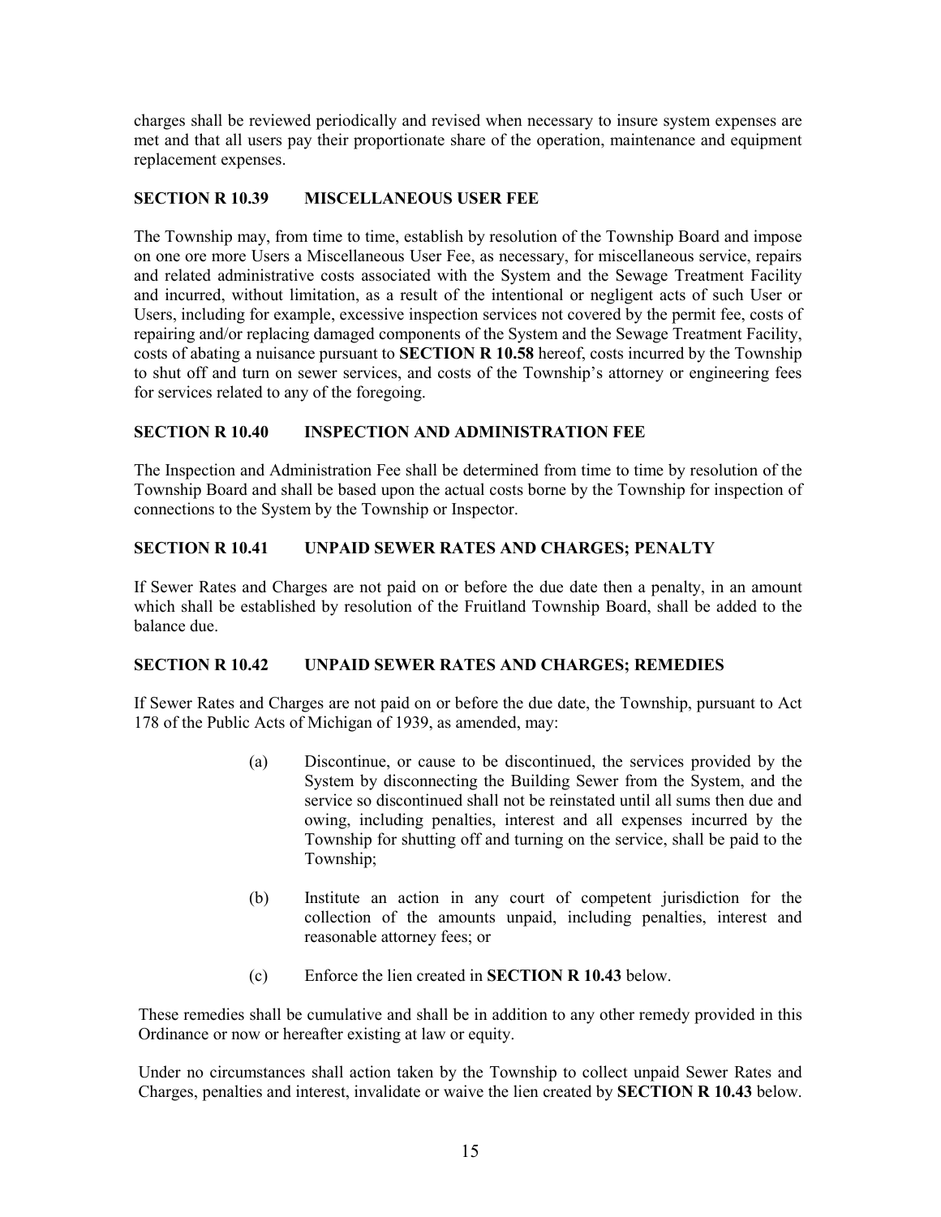charges shall be reviewed periodically and revised when necessary to insure system expenses are met and that all users pay their proportionate share of the operation, maintenance and equipment replacement expenses.

### SECTION R 10.39 MISCELLANEOUS USER FEE

The Township may, from time to time, establish by resolution of the Township Board and impose on one ore more Users a Miscellaneous User Fee, as necessary, for miscellaneous service, repairs and related administrative costs associated with the System and the Sewage Treatment Facility and incurred, without limitation, as a result of the intentional or negligent acts of such User or Users, including for example, excessive inspection services not covered by the permit fee, costs of repairing and/or replacing damaged components of the System and the Sewage Treatment Facility, costs of abating a nuisance pursuant to **SECTION R 10.58** hereof, costs incurred by the Township to shut off and turn on sewer services, and costs of the Township's attorney or engineering fees for services related to any of the foregoing.

### SECTION R 10.40 INSPECTION AND ADMINISTRATION FEE

The Inspection and Administration Fee shall be determined from time to time by resolution of the Township Board and shall be based upon the actual costs borne by the Township for inspection of connections to the System by the Township or Inspector.

### SECTION R 10.41 UNPAID SEWER RATES AND CHARGES; PENALTY

If Sewer Rates and Charges are not paid on or before the due date then a penalty, in an amount which shall be established by resolution of the Fruitland Township Board, shall be added to the balance due.

### SECTION R 10.42 UNPAID SEWER RATES AND CHARGES; REMEDIES

If Sewer Rates and Charges are not paid on or before the due date, the Township, pursuant to Act 178 of the Public Acts of Michigan of 1939, as amended, may:

(a) Discontinue, or cause to be discontinued, the services provided by the System by disconnecting the Building Sewer from the System, and the service so discontinued shall not be reinstated until all sums then due and owing, including penalties, interest and all expenses incurred by the Township for shutting off and turning on the service, shall be paid to the Township;

(b) Institute an action in any court of competent jurisdiction for the collection of the amounts unpaid, including penalties, interest and reasonable attorney fees; or

(c) Enforce the lien created in **SECTION R 10.43** below.

These remedies shall be cumulative and shall be in addition to any other remedy provided in this Ordinance or now or hereafter existing at law or equity.

Under no circumstances shall action taken by the Township to collect unpaid Sewer Rates and Charges, penalties and interest, invalidate or waive the lien created by **SECTION R 10.43** below.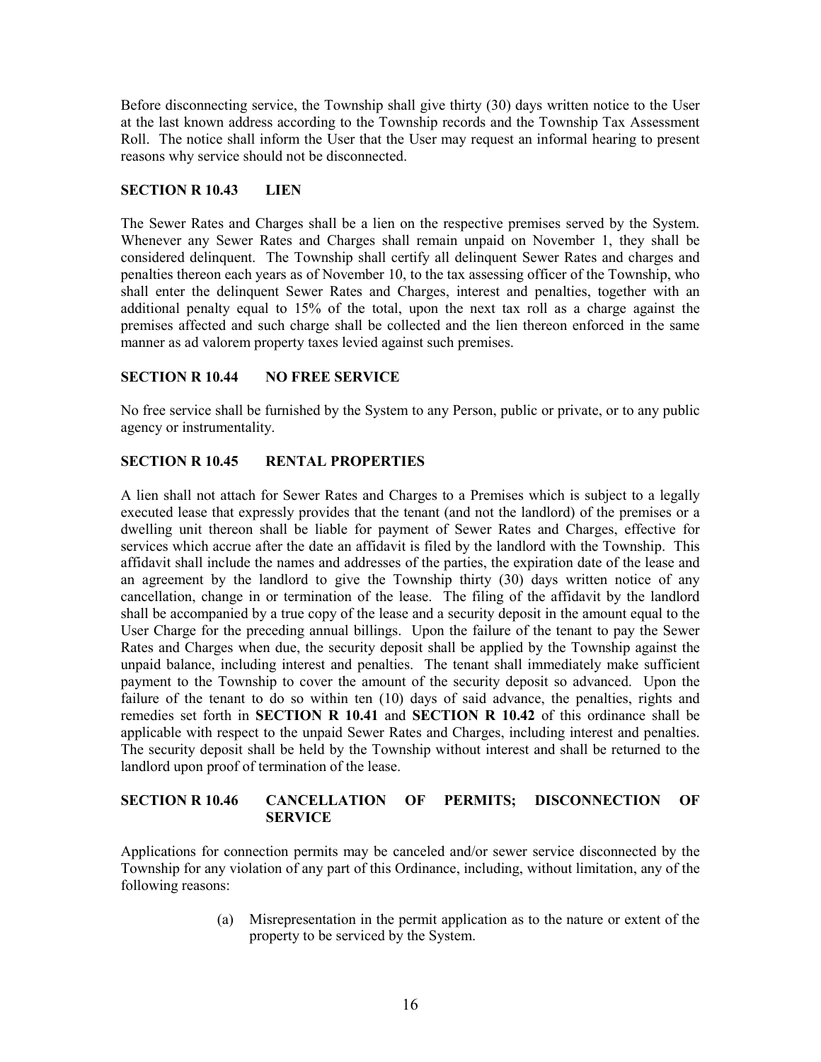Before disconnecting service, the Township shall give thirty (30) days written notice to the User at the last known address according to the Township records and the Township Tax Assessment Roll. The notice shall inform the User that the User may request an informal hearing to present reasons why service should not be disconnected.

### SECTION R 10.43 LIEN

The Sewer Rates and Charges shall be a lien on the respective premises served by the System. Whenever any Sewer Rates and Charges shall remain unpaid on November 1, they shall be considered delinquent. The Township shall certify all delinquent Sewer Rates and charges and penalties thereon each years as of November 10, to the tax assessing officer of the Township, who shall enter the delinquent Sewer Rates and Charges, interest and penalties, together with an additional penalty equal to 15% of the total, upon the next tax roll as a charge against the premises affected and such charge shall be collected and the lien thereon enforced in the same manner as ad valorem property taxes levied against such premises.

### SECTION R 10.44 NO FREE SERVICE

No free service shall be furnished by the System to any Person, public or private, or to any public agency or instrumentality.

### SECTION R 10.45 RENTAL PROPERTIES

A lien shall not attach for Sewer Rates and Charges to a Premises which is subject to a legally executed lease that expressly provides that the tenant (and not the landlord) of the premises or a dwelling unit thereon shall be liable for payment of Sewer Rates and Charges, effective for services which accrue after the date an affidavit is filed by the landlord with the Township. This affidavit shall include the names and addresses of the parties, the expiration date of the lease and an agreement by the landlord to give the Township thirty (30) days written notice of any cancellation, change in or termination of the lease. The filing of the affidavit by the landlord shall be accompanied by a true copy of the lease and a security deposit in the amount equal to the User Charge for the preceding annual billings. Upon the failure of the tenant to pay the Sewer Rates and Charges when due, the security deposit shall be applied by the Township against the unpaid balance, including interest and penalties. The tenant shall immediately make sufficient payment to the Township to cover the amount of the security deposit so advanced. Upon the failure of the tenant to do so within ten (10) days of said advance, the penalties, rights and remedies set forth in **SECTION R 10.41** and **SECTION R 10.42** of this ordinance shall be applicable with respect to the unpaid Sewer Rates and Charges, including interest and penalties. The security deposit shall be held by the Township without interest and shall be returned to the landlord upon proof of termination of the lease.

### SECTION R 10.46 CANCELLATION OF PERMITS; DISCONNECTION OF SERVICE

Applications for connection permits may be canceled and/or sewer service disconnected by the Township for any violation of any part of this Ordinance, including, without limitation, any of the following reasons:

(a) Misrepresentation in the permit application as to the nature or extent of the property to be serviced by the System.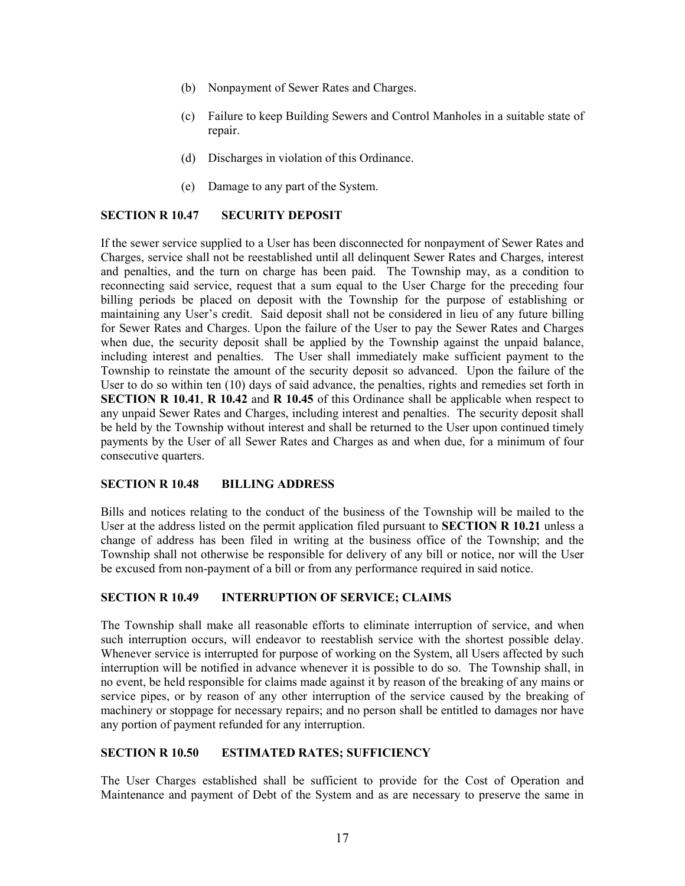(b) Nonpayment of Sewer Rates and Charges.

(c) Failure to keep Building Sewers and Control Manholes in a suitable state of repair.

(d) Discharges in violation of this Ordinance.

(e) Damage to any part of the System.

**SECTION R 10.47 SECURITY DEPOSIT**

If the sewer service supplied to a User has been disconnected for nonpayment of Sewer Rates and Charges, service shall not be reestablished until all delinquent Sewer Rates and Charges, interest and penalties, and the turn on charge has been paid. The Township may, as a condition to reconnecting said service, request that a sum equal to the User Charge for the preceding four billing periods be placed on deposit with the Township for the purpose of establishing or maintaining any User's credit. Said deposit shall not be considered in lieu of any future billing for Sewer Rates and Charges. Upon the failure of the User to pay the Sewer Rates and Charges when due, the security deposit shall be applied by the Township against the unpaid balance, including interest and penalties. The User shall immediately make sufficient payment to the Township to reinstate the amount of the security deposit so advanced. Upon the failure of the User to do so within ten (10) days of said advance, the penalties, rights and remedies set forth in **SECTION R 10.41**, **R 10.42** and **R 10.45** of this Ordinance shall be applicable when respect to any unpaid Sewer Rates and Charges, including interest and penalties. The security deposit shall be held by the Township without interest and shall be returned to the User upon continued timely payments by the User of all Sewer Rates and Charges as and when due, for a minimum of four consecutive quarters.

**SECTION R 10.48 BILLING ADDRESS**

Bills and notices relating to the conduct of the business of the Township will be mailed to the User at the address listed on the permit application filed pursuant to **SECTION R 10.21** unless a change of address has been filed in writing at the business office of the Township; and the Township shall not otherwise be responsible for delivery of any bill or notice, nor will the User be excused from non-payment of a bill or from any performance required in said notice.

**SECTION R 10.49 INTERRUPTION OF SERVICE; CLAIMS**

The Township shall make all reasonable efforts to eliminate interruption of service, and when such interruption occurs, will endeavor to reestablish service with the shortest possible delay. Whenever service is interrupted for purpose of working on the System, all Users affected by such interruption will be notified in advance whenever it is possible to do so. The Township shall, in no event, be held responsible for claims made against it by reason of the breaking of any mains or service pipes, or by reason of any other interruption of the service caused by the breaking of machinery or stoppage for necessary repairs; and no person shall be entitled to damages nor have any portion of payment refunded for any interruption.

**SECTION R 10.50 ESTIMATED RATES; SUFFICIENCY**

The User Charges established shall be sufficient to provide for the Cost of Operation and Maintenance and payment of Debt of the System and as are necessary to preserve the same in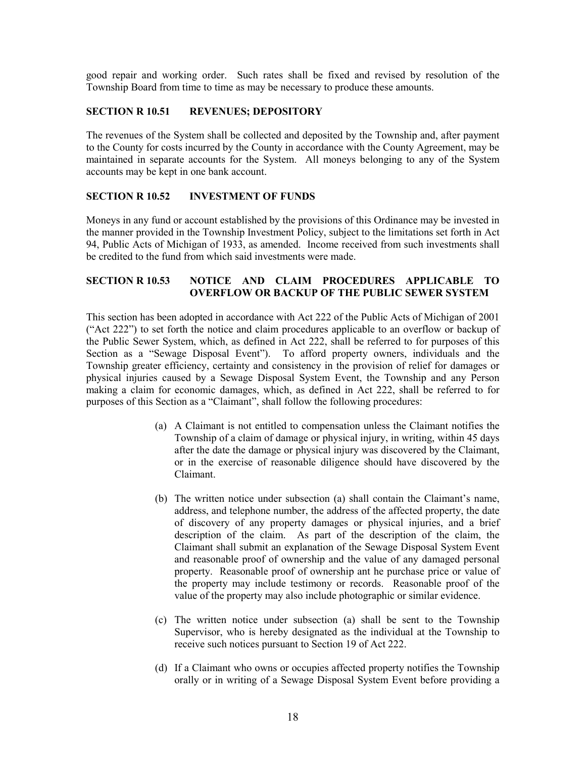good repair and working order. Such rates shall be fixed and revised by resolution of the Township Board from time to time as may be necessary to produce these amounts.

### SECTION R 10.51 REVENUES; DEPOSITORY

The revenues of the System shall be collected and deposited by the Township and, after payment to the County for costs incurred by the County in accordance with the County Agreement, may be maintained in separate accounts for the System. All moneys belonging to any of the System accounts may be kept in one bank account.

### SECTION R 10.52 INVESTMENT OF FUNDS

Moneys in any fund or account established by the provisions of this Ordinance may be invested in the manner provided in the Township Investment Policy, subject to the limitations set forth in Act 94, Public Acts of Michigan of 1933, as amended. Income received from such investments shall be credited to the fund from which said investments were made.

### SECTION R 10.53 NOTICE AND CLAIM PROCEDURES APPLICABLE TO OVERFLOW OR BACKUP OF THE PUBLIC SEWER SYSTEM

This section has been adopted in accordance with Act 222 of the Public Acts of Michigan of 2001 ("Act 222") to set forth the notice and claim procedures applicable to an overflow or backup of the Public Sewer System, which, as defined in Act 222, shall be referred to for purposes of this Section as a "Sewage Disposal Event"). To afford property owners, individuals and the Township greater efficiency, certainty and consistency in the provision of relief for damages or physical injuries caused by a Sewage Disposal System Event, the Township and any Person making a claim for economic damages, which, as defined in Act 222, shall be referred to for purposes of this Section as a "Claimant", shall follow the following procedures:

(a) A Claimant is not entitled to compensation unless the Claimant notifies the Township of a claim of damage or physical injury, in writing, within 45 days after the date the damage or physical injury was discovered by the Claimant, or in the exercise of reasonable diligence should have discovered by the Claimant.

(b) The written notice under subsection (a) shall contain the Claimant's name, address, and telephone number, the address of the affected property, the date of discovery of any property damages or physical injuries, and a brief description of the claim. As part of the description of the claim, the Claimant shall submit an explanation of the Sewage Disposal System Event and reasonable proof of ownership and the value of any damaged personal property. Reasonable proof of ownership ant he purchase price or value of the property may include testimony or records. Reasonable proof of the value of the property may also include photographic or similar evidence.

(c) The written notice under subsection (a) shall be sent to the Township Supervisor, who is hereby designated as the individual at the Township to receive such notices pursuant to Section 19 of Act 222.

(d) If a Claimant who owns or occupies affected property notifies the Township orally or in writing of a Sewage Disposal System Event before providing a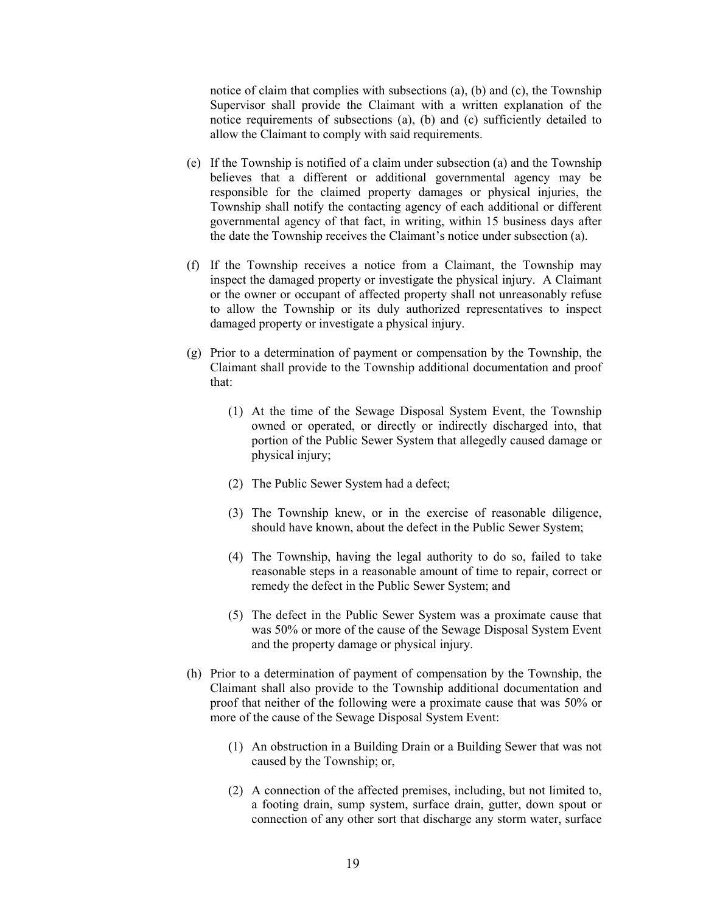notice of claim that complies with subsections (a), (b) and (c), the Township Supervisor shall provide the Claimant with a written explanation of the notice requirements of subsections (a), (b) and (c) sufficiently detailed to allow the Claimant to comply with said requirements.

(e) If the Township is notified of a claim under subsection (a) and the Township believes that a different or additional governmental agency may be responsible for the claimed property damages or physical injuries, the Township shall notify the contacting agency of each additional or different governmental agency of that fact, in writing, within 15 business days after the date the Township receives the Claimant's notice under subsection (a).

(f) If the Township receives a notice from a Claimant, the Township may inspect the damaged property or investigate the physical injury. A Claimant or the owner or occupant of affected property shall not unreasonably refuse to allow the Township or its duly authorized representatives to inspect damaged property or investigate a physical injury.

(g) Prior to a determination of payment or compensation by the Township, the Claimant shall provide to the Township additional documentation and proof that:

   (1) At the time of the Sewage Disposal System Event, the Township owned or operated, or directly or indirectly discharged into, that portion of the Public Sewer System that allegedly caused damage or physical injury;

   (2) The Public Sewer System had a defect;

   (3) The Township knew, or in the exercise of reasonable diligence, should have known, about the defect in the Public Sewer System;

   (4) The Township, having the legal authority to do so, failed to take reasonable steps in a reasonable amount of time to repair, correct or remedy the defect in the Public Sewer System; and

   (5) The defect in the Public Sewer System was a proximate cause that was 50% or more of the cause of the Sewage Disposal System Event and the property damage or physical injury.

(h) Prior to a determination of payment of compensation by the Township, the Claimant shall also provide to the Township additional documentation and proof that neither of the following were a proximate cause that was 50% or more of the cause of the Sewage Disposal System Event:

   (1) An obstruction in a Building Drain or a Building Sewer that was not caused by the Township; or,

   (2) A connection of the affected premises, including, but not limited to, a footing drain, sump system, surface drain, gutter, down spout or connection of any other sort that discharge any storm water, surface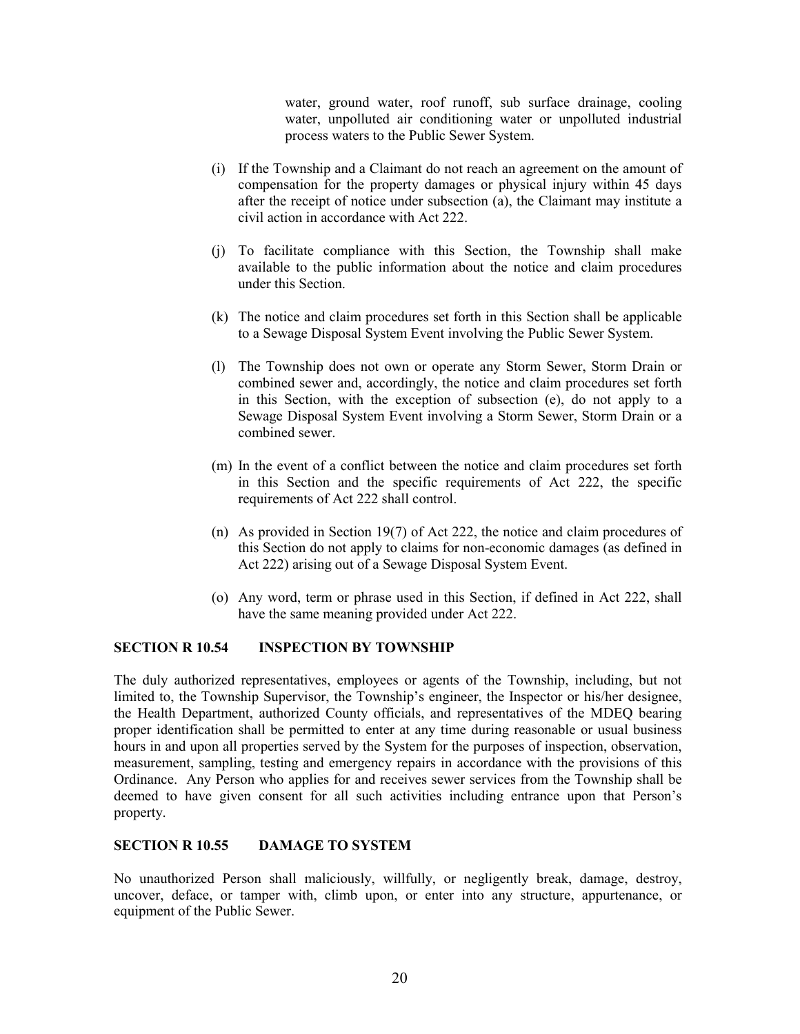water, ground water, roof runoff, sub surface drainage, cooling water, unpolluted air conditioning water or unpolluted industrial process waters to the Public Sewer System.

(i) If the Township and a Claimant do not reach an agreement on the amount of compensation for the property damages or physical injury within 45 days after the receipt of notice under subsection (a), the Claimant may institute a civil action in accordance with Act 222.

(j) To facilitate compliance with this Section, the Township shall make available to the public information about the notice and claim procedures under this Section.

(k) The notice and claim procedures set forth in this Section shall be applicable to a Sewage Disposal System Event involving the Public Sewer System.

(l) The Township does not own or operate any Storm Sewer, Storm Drain or combined sewer and, accordingly, the notice and claim procedures set forth in this Section, with the exception of subsection (e), do not apply to a Sewage Disposal System Event involving a Storm Sewer, Storm Drain or a combined sewer.

(m) In the event of a conflict between the notice and claim procedures set forth in this Section and the specific requirements of Act 222, the specific requirements of Act 222 shall control.

(n) As provided in Section 19(7) of Act 222, the notice and claim procedures of this Section do not apply to claims for non-economic damages (as defined in Act 222) arising out of a Sewage Disposal System Event.

(o) Any word, term or phrase used in this Section, if defined in Act 222, shall have the same meaning provided under Act 222.

**SECTION R 10.54 INSPECTION BY TOWNSHIP**

The duly authorized representatives, employees or agents of the Township, including, but not limited to, the Township Supervisor, the Township's engineer, the Inspector or his/her designee, the Health Department, authorized County officials, and representatives of the MDEQ bearing proper identification shall be permitted to enter at any time during reasonable or usual business hours in and upon all properties served by the System for the purposes of inspection, observation, measurement, sampling, testing and emergency repairs in accordance with the provisions of this Ordinance. Any Person who applies for and receives sewer services from the Township shall be deemed to have given consent for all such activities including entrance upon that Person's property.

**SECTION R 10.55 DAMAGE TO SYSTEM**

No unauthorized Person shall maliciously, willfully, or negligently break, damage, destroy, uncover, deface, or tamper with, climb upon, or enter into any structure, appurtenance, or equipment of the Public Sewer.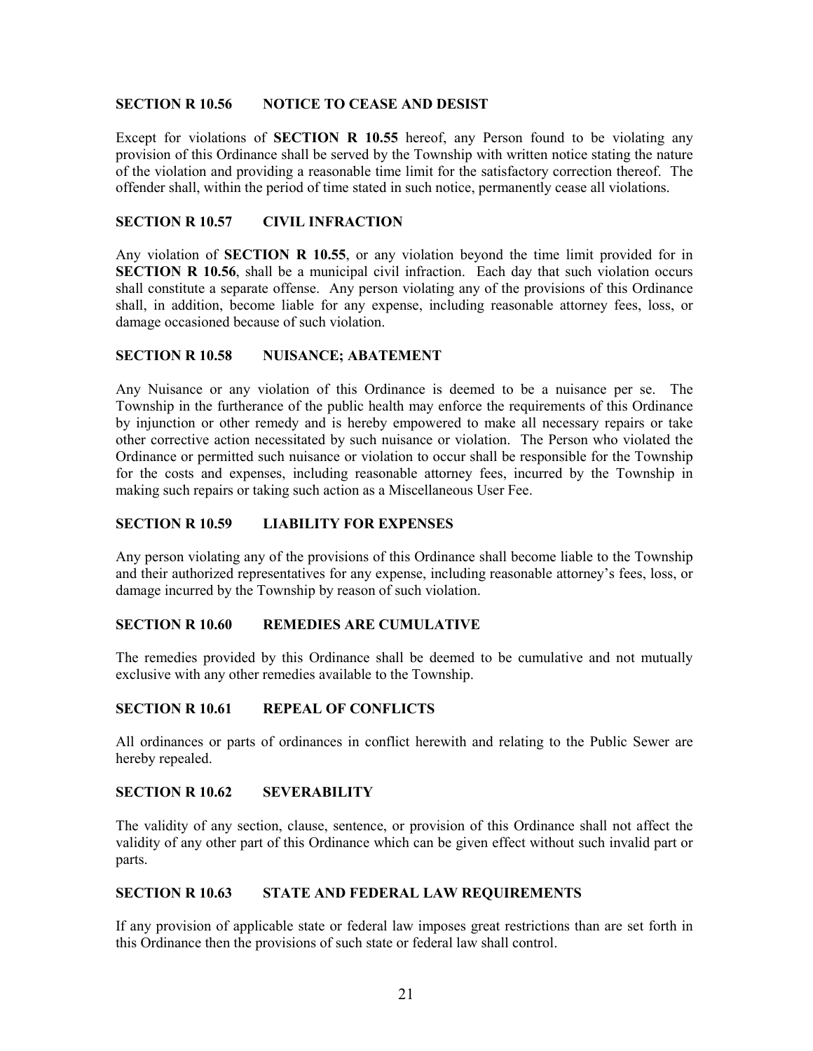### SECTION R 10.56 NOTICE TO CEASE AND DESIST

Except for violations of **SECTION R 10.55** hereof, any Person found to be violating any provision of this Ordinance shall be served by the Township with written notice stating the nature of the violation and providing a reasonable time limit for the satisfactory correction thereof. The offender shall, within the period of time stated in such notice, permanently cease all violations.

### SECTION R 10.57 CIVIL INFRACTION

Any violation of **SECTION R 10.55**, or any violation beyond the time limit provided for in **SECTION R 10.56**, shall be a municipal civil infraction. Each day that such violation occurs shall constitute a separate offense. Any person violating any of the provisions of this Ordinance shall, in addition, become liable for any expense, including reasonable attorney fees, loss, or damage occasioned because of such violation.

### SECTION R 10.58 NUISANCE; ABATEMENT

Any Nuisance or any violation of this Ordinance is deemed to be a nuisance per se. The Township in the furtherance of the public health may enforce the requirements of this Ordinance by injunction or other remedy and is hereby empowered to make all necessary repairs or take other corrective action necessitated by such nuisance or violation. The Person who violated the Ordinance or permitted such nuisance or violation to occur shall be responsible for the Township for the costs and expenses, including reasonable attorney fees, incurred by the Township in making such repairs or taking such action as a Miscellaneous User Fee.

### SECTION R 10.59 LIABILITY FOR EXPENSES

Any person violating any of the provisions of this Ordinance shall become liable to the Township and their authorized representatives for any expense, including reasonable attorney's fees, loss, or damage incurred by the Township by reason of such violation.

### SECTION R 10.60 REMEDIES ARE CUMULATIVE

The remedies provided by this Ordinance shall be deemed to be cumulative and not mutually exclusive with any other remedies available to the Township.

### SECTION R 10.61 REPEAL OF CONFLICTS

All ordinances or parts of ordinances in conflict herewith and relating to the Public Sewer are hereby repealed.

### SECTION R 10.62 SEVERABILITY

The validity of any section, clause, sentence, or provision of this Ordinance shall not affect the validity of any other part of this Ordinance which can be given effect without such invalid part or parts.

### SECTION R 10.63 STATE AND FEDERAL LAW REQUIREMENTS

If any provision of applicable state or federal law imposes great restrictions than are set forth in this Ordinance then the provisions of such state or federal law shall control.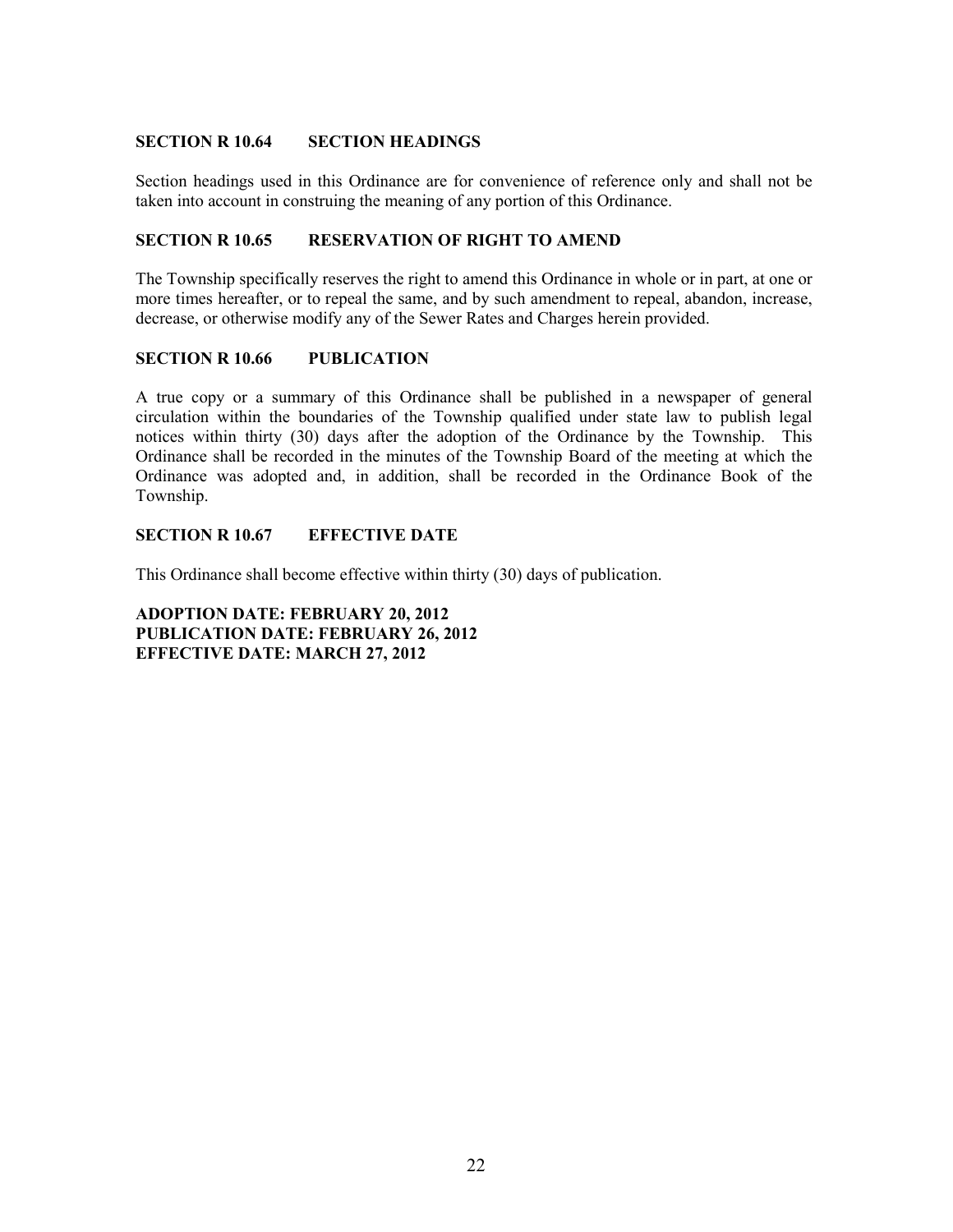### SECTION R 10.64 SECTION HEADINGS

Section headings used in this Ordinance are for convenience of reference only and shall not be taken into account in construing the meaning of any portion of this Ordinance.

### SECTION R 10.65 RESERVATION OF RIGHT TO AMEND

The Township specifically reserves the right to amend this Ordinance in whole or in part, at one or more times hereafter, or to repeal the same, and by such amendment to repeal, abandon, increase, decrease, or otherwise modify any of the Sewer Rates and Charges herein provided.

### SECTION R 10.66 PUBLICATION

A true copy or a summary of this Ordinance shall be published in a newspaper of general circulation within the boundaries of the Township qualified under state law to publish legal notices within thirty (30) days after the adoption of the Ordinance by the Township. This Ordinance shall be recorded in the minutes of the Township Board of the meeting at which the Ordinance was adopted and, in addition, shall be recorded in the Ordinance Book of the Township.

### SECTION R 10.67 EFFECTIVE DATE

This Ordinance shall become effective within thirty (30) days of publication.

**ADOPTION DATE: FEBRUARY 20, 2012**
**PUBLICATION DATE: FEBRUARY 26, 2012**
**EFFECTIVE DATE: MARCH 27, 2012**